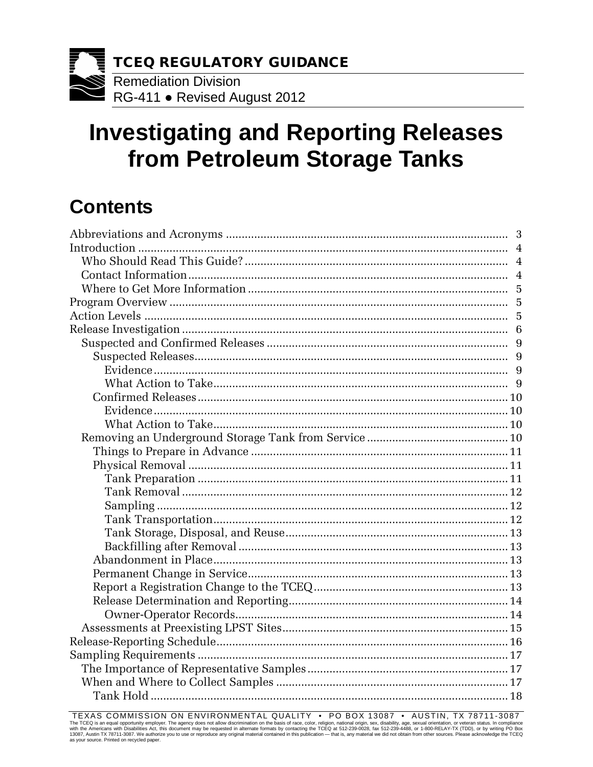**TCEQ REGULATORY GUIDANCE**

Remediation Division

RG-411 ● Revised August 2012

# Investigating and Reporting Releases from Petroleum Storage Tanks

## Contents

Abbreviations and Acronyms ..... 3
Introduction ..... 4
- Who Should Read This Guide? ..... 4
- Contact Information ..... 4
- Where to Get More Information ..... 5

Program Overview ..... 5
Action Levels ..... 5
Release Investigation ..... 6
- Suspected and Confirmed Releases ..... 9
  - Suspected Releases ..... 9
    - Evidence ..... 9
    - What Action to Take ..... 9
  - Confirmed Releases ..... 10
    - Evidence ..... 10
    - What Action to Take ..... 10
- Removing an Underground Storage Tank from Service ..... 10
  - Things to Prepare in Advance ..... 11
  - Physical Removal ..... 11
    - Tank Preparation ..... 11
    - Tank Removal ..... 12
    - Sampling ..... 12
    - Tank Transportation ..... 12
    - Tank Storage, Disposal, and Reuse ..... 13
    - Backfilling after Removal ..... 13
  - Abandonment in Place ..... 13
  - Permanent Change in Service ..... 13
  - Report a Registration Change to the TCEQ ..... 13
  - Release Determination and Reporting ..... 14
    - Owner-Operator Records ..... 14
- Assessments at Preexisting LPST Sites ..... 15

Release-Reporting Schedule ..... 16
Sampling Requirements ..... 17
- The Importance of Representative Samples ..... 17
- When and Where to Collect Samples ..... 17
  - Tank Hold ..... 18

TEXAS COMMISSION ON ENVIRONMENTAL QUALITY • PO BOX 13087 • AUSTIN, TX 78711-3087

The TCEQ is an equal opportunity employer. The agency does not allow discrimination on the basis of race, color, religion, national origin, sex, disability, age, sexual orientation, or veteran status. In compliance with the Americans with Disabilities Act, this document may be requested in alternate formats by contacting the TCEQ at 512-239-0028, fax 512-239-4488, or 1-800-RELAY-TX (TDD), or by writing PO Box 13087, Austin TX 78711-3087. We authorize you to use or reproduce any original material contained in this publication — that is, any material we did not obtain from other sources. Please acknowledge the TCEQ as your source. Printed on recycled paper.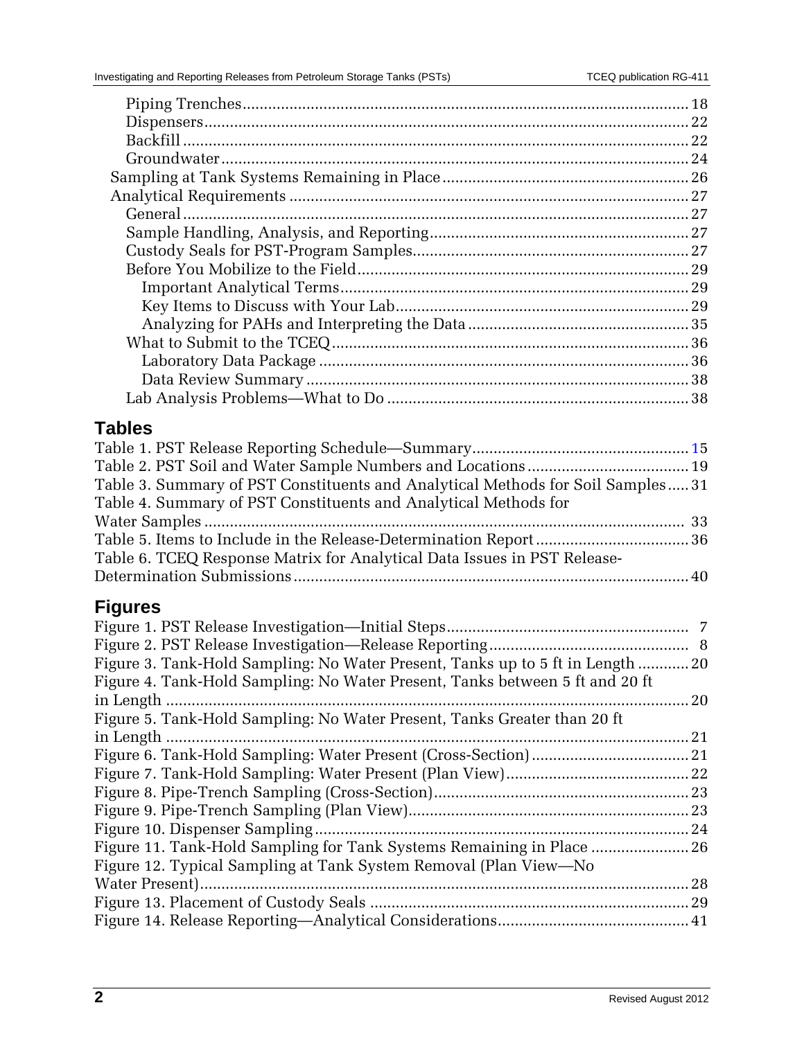Piping Trenches ........................................................................................................ 18
Dispensers ................................................................................................................ 22
Backfill ...................................................................................................................... 22
Groundwater ............................................................................................................. 24
Sampling at Tank Systems Remaining in Place ......................................................... 26
Analytical Requirements ............................................................................................. 27
General ...................................................................................................................... 27
Sample Handling, Analysis, and Reporting ............................................................ 27
Custody Seals for PST-Program Samples ................................................................ 27
Before You Mobilize to the Field ............................................................................. 29
Important Analytical Terms .................................................................................. 29
Key Items to Discuss with Your Lab ..................................................................... 29
Analyzing for PAHs and Interpreting the Data .................................................... 35
What to Submit to the TCEQ ................................................................................... 36
Laboratory Data Package ...................................................................................... 36
Data Review Summary ......................................................................................... 38
Lab Analysis Problems—What to Do ...................................................................... 38

## Tables

Table 1. PST Release Reporting Schedule—Summary .................................................. 15
Table 2. PST Soil and Water Sample Numbers and Locations ...................................... 19
Table 3. Summary of PST Constituents and Analytical Methods for Soil Samples ..... 31
Table 4. Summary of PST Constituents and Analytical Methods for Water Samples ............................................................................................................... 33
Table 5. Items to Include in the Release-Determination Report .................................... 36
Table 6. TCEQ Response Matrix for Analytical Data Issues in PST Release-Determination Submissions ............................................................................................ 40

## Figures

Figure 1. PST Release Investigation—Initial Steps ........................................................ 7
Figure 2. PST Release Investigation—Release Reporting .............................................. 8
Figure 3. Tank-Hold Sampling: No Water Present, Tanks up to 5 ft in Length ............ 20
Figure 4. Tank-Hold Sampling: No Water Present, Tanks between 5 ft and 20 ft in Length .......................................................................................................................... 20
Figure 5. Tank-Hold Sampling: No Water Present, Tanks Greater than 20 ft in Length .......................................................................................................................... 21
Figure 6. Tank-Hold Sampling: Water Present (Cross-Section) .................................... 21
Figure 7. Tank-Hold Sampling: Water Present (Plan View) .......................................... 22
Figure 8. Pipe-Trench Sampling (Cross-Section) ........................................................... 23
Figure 9. Pipe-Trench Sampling (Plan View) ................................................................. 23
Figure 10. Dispenser Sampling ....................................................................................... 24
Figure 11. Tank-Hold Sampling for Tank Systems Remaining in Place ....................... 26
Figure 12. Typical Sampling at Tank System Removal (Plan View—No Water Present) ................................................................................................................. 28
Figure 13. Placement of Custody Seals .......................................................................... 29
Figure 14. Release Reporting—Analytical Considerations ............................................ 41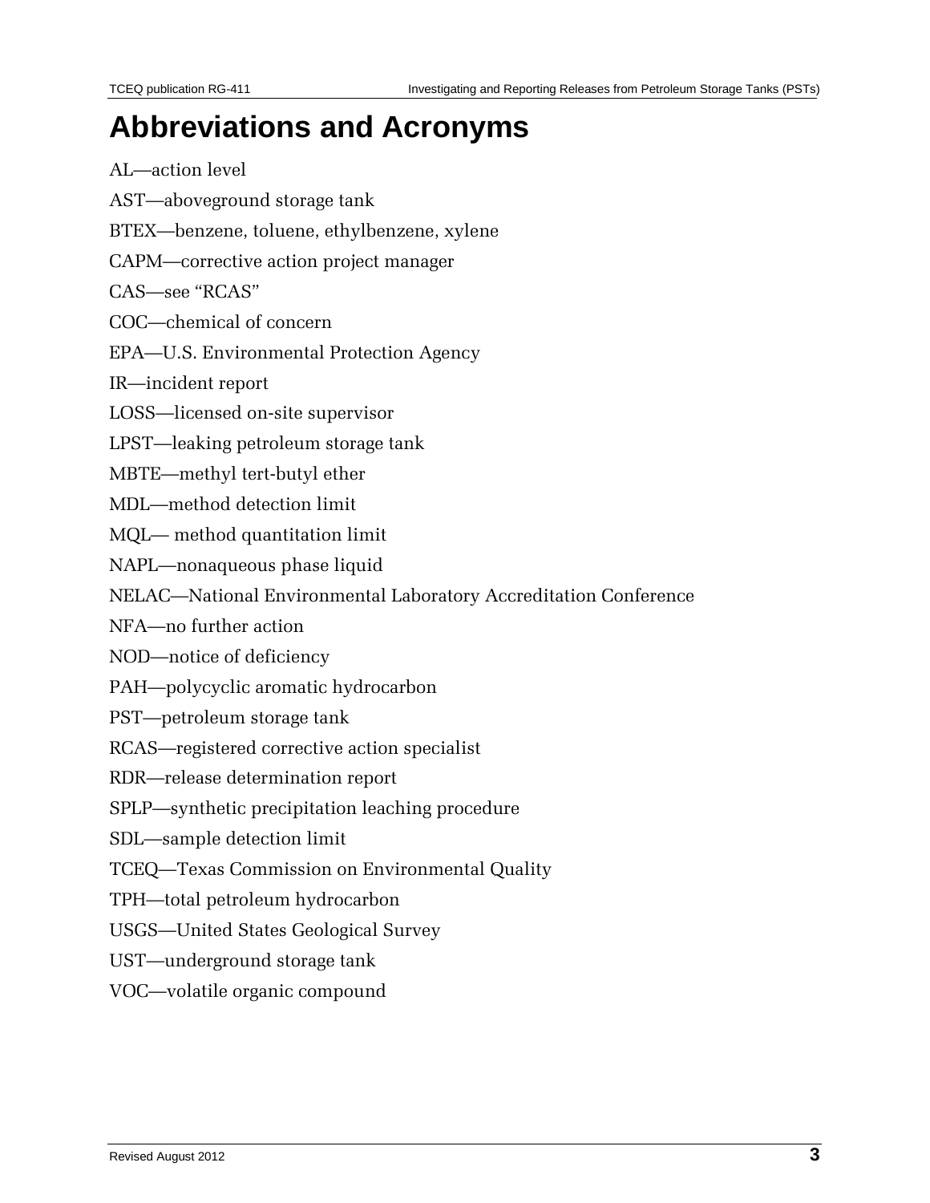# Abbreviations and Acronyms

AL—action level

AST—aboveground storage tank

BTEX—benzene, toluene, ethylbenzene, xylene

CAPM—corrective action project manager

CAS—see "RCAS"

COC—chemical of concern

EPA—U.S. Environmental Protection Agency

IR—incident report

LOSS—licensed on-site supervisor

LPST—leaking petroleum storage tank

MBTE—methyl tert-butyl ether

MDL—method detection limit

MQL— method quantitation limit

NAPL—nonaqueous phase liquid

NELAC—National Environmental Laboratory Accreditation Conference

NFA—no further action

NOD—notice of deficiency

PAH—polycyclic aromatic hydrocarbon

PST—petroleum storage tank

RCAS—registered corrective action specialist

RDR—release determination report

SPLP—synthetic precipitation leaching procedure

SDL—sample detection limit

TCEQ—Texas Commission on Environmental Quality

TPH—total petroleum hydrocarbon

USGS—United States Geological Survey

UST—underground storage tank

VOC—volatile organic compound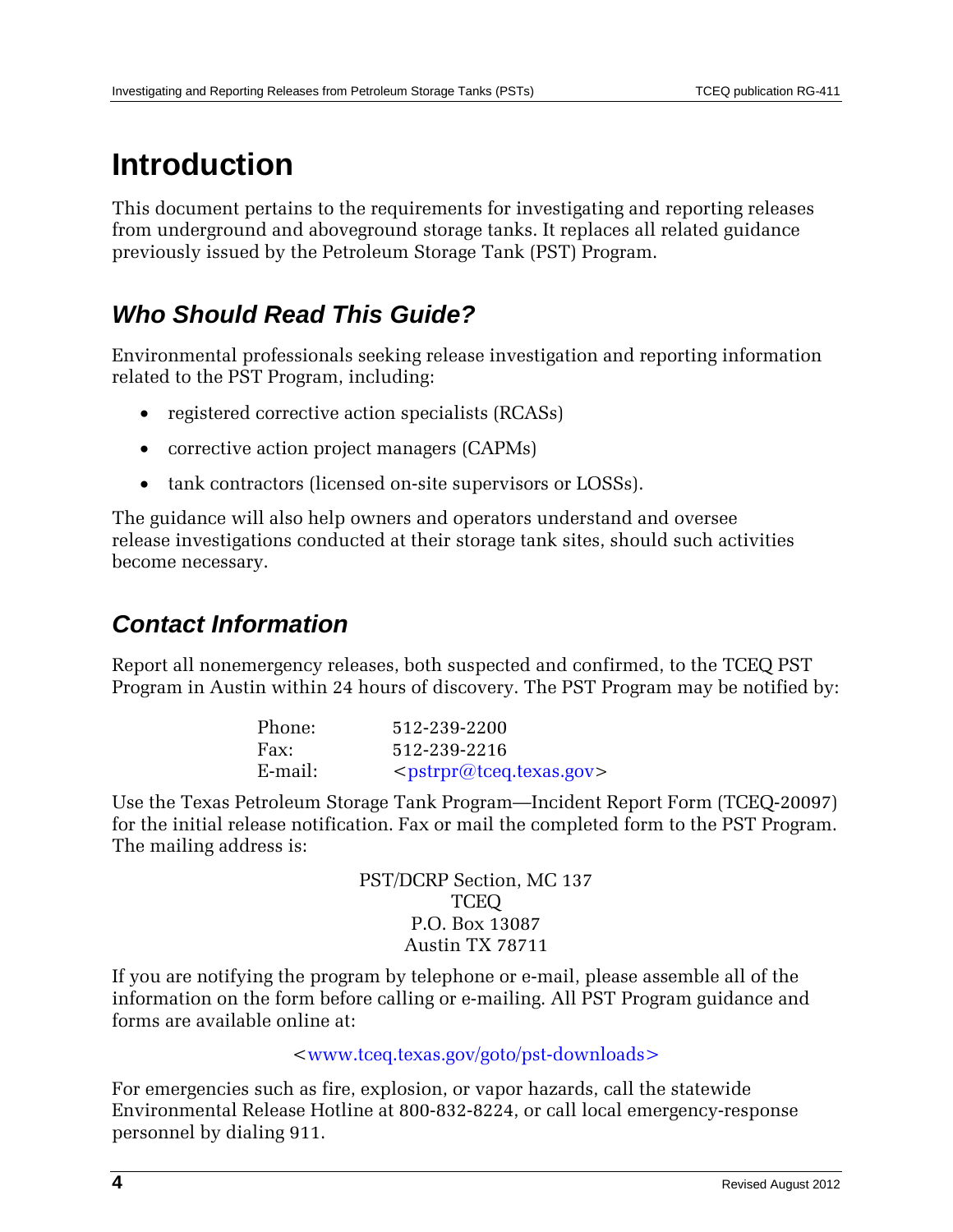# Introduction

This document pertains to the requirements for investigating and reporting releases from underground and aboveground storage tanks. It replaces all related guidance previously issued by the Petroleum Storage Tank (PST) Program.

## *Who Should Read This Guide?*

Environmental professionals seeking release investigation and reporting information related to the PST Program, including:

- registered corrective action specialists (RCASs)
- corrective action project managers (CAPMs)
- tank contractors (licensed on-site supervisors or LOSSs).

The guidance will also help owners and operators understand and oversee release investigations conducted at their storage tank sites, should such activities become necessary.

## *Contact Information*

Report all nonemergency releases, both suspected and confirmed, to the TCEQ PST Program in Austin within 24 hours of discovery. The PST Program may be notified by:

| | |
|---|---|
| Phone: | 512-239-2200 |
| Fax: | 512-239-2216 |
| E-mail: | <pstrpr@tceq.texas.gov> |

Use the Texas Petroleum Storage Tank Program—Incident Report Form (TCEQ-20097) for the initial release notification. Fax or mail the completed form to the PST Program. The mailing address is:

PST/DCRP Section, MC 137
TCEQ
P.O. Box 13087
Austin TX 78711

If you are notifying the program by telephone or e-mail, please assemble all of the information on the form before calling or e-mailing. All PST Program guidance and forms are available online at:

<www.tceq.texas.gov/goto/pst-downloads>

For emergencies such as fire, explosion, or vapor hazards, call the statewide Environmental Release Hotline at 800-832-8224, or call local emergency-response personnel by dialing 911.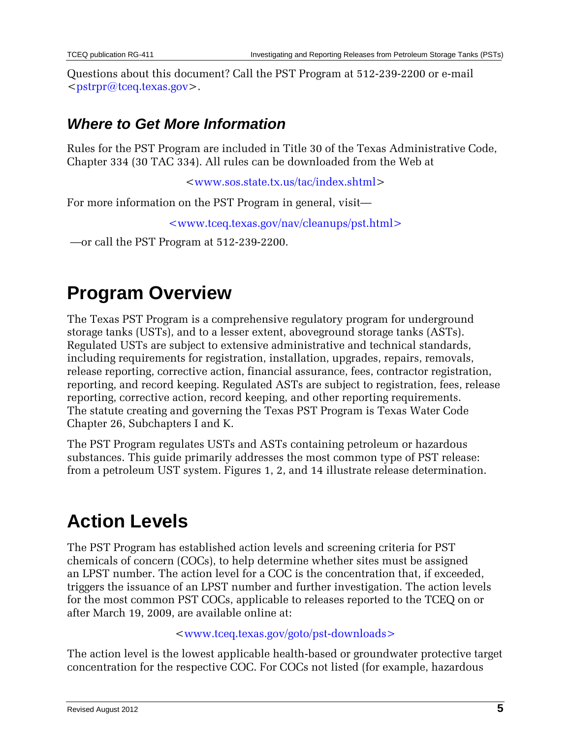Questions about this document? Call the PST Program at 512-239-2200 or e-mail <pstrpr@tceq.texas.gov>.

### *Where to Get More Information*

Rules for the PST Program are included in Title 30 of the Texas Administrative Code, Chapter 334 (30 TAC 334). All rules can be downloaded from the Web at

<www.sos.state.tx.us/tac/index.shtml>

For more information on the PST Program in general, visit—

<www.tceq.texas.gov/nav/cleanups/pst.html>

—or call the PST Program at 512-239-2200.

# Program Overview

The Texas PST Program is a comprehensive regulatory program for underground storage tanks (USTs), and to a lesser extent, aboveground storage tanks (ASTs). Regulated USTs are subject to extensive administrative and technical standards, including requirements for registration, installation, upgrades, repairs, removals, release reporting, corrective action, financial assurance, fees, contractor registration, reporting, and record keeping. Regulated ASTs are subject to registration, fees, release reporting, corrective action, record keeping, and other reporting requirements. The statute creating and governing the Texas PST Program is Texas Water Code Chapter 26, Subchapters I and K.

The PST Program regulates USTs and ASTs containing petroleum or hazardous substances. This guide primarily addresses the most common type of PST release: from a petroleum UST system. Figures 1, 2, and 14 illustrate release determination.

# Action Levels

The PST Program has established action levels and screening criteria for PST chemicals of concern (COCs), to help determine whether sites must be assigned an LPST number. The action level for a COC is the concentration that, if exceeded, triggers the issuance of an LPST number and further investigation. The action levels for the most common PST COCs, applicable to releases reported to the TCEQ on or after March 19, 2009, are available online at:

<www.tceq.texas.gov/goto/pst-downloads>

The action level is the lowest applicable health-based or groundwater protective target concentration for the respective COC. For COCs not listed (for example, hazardous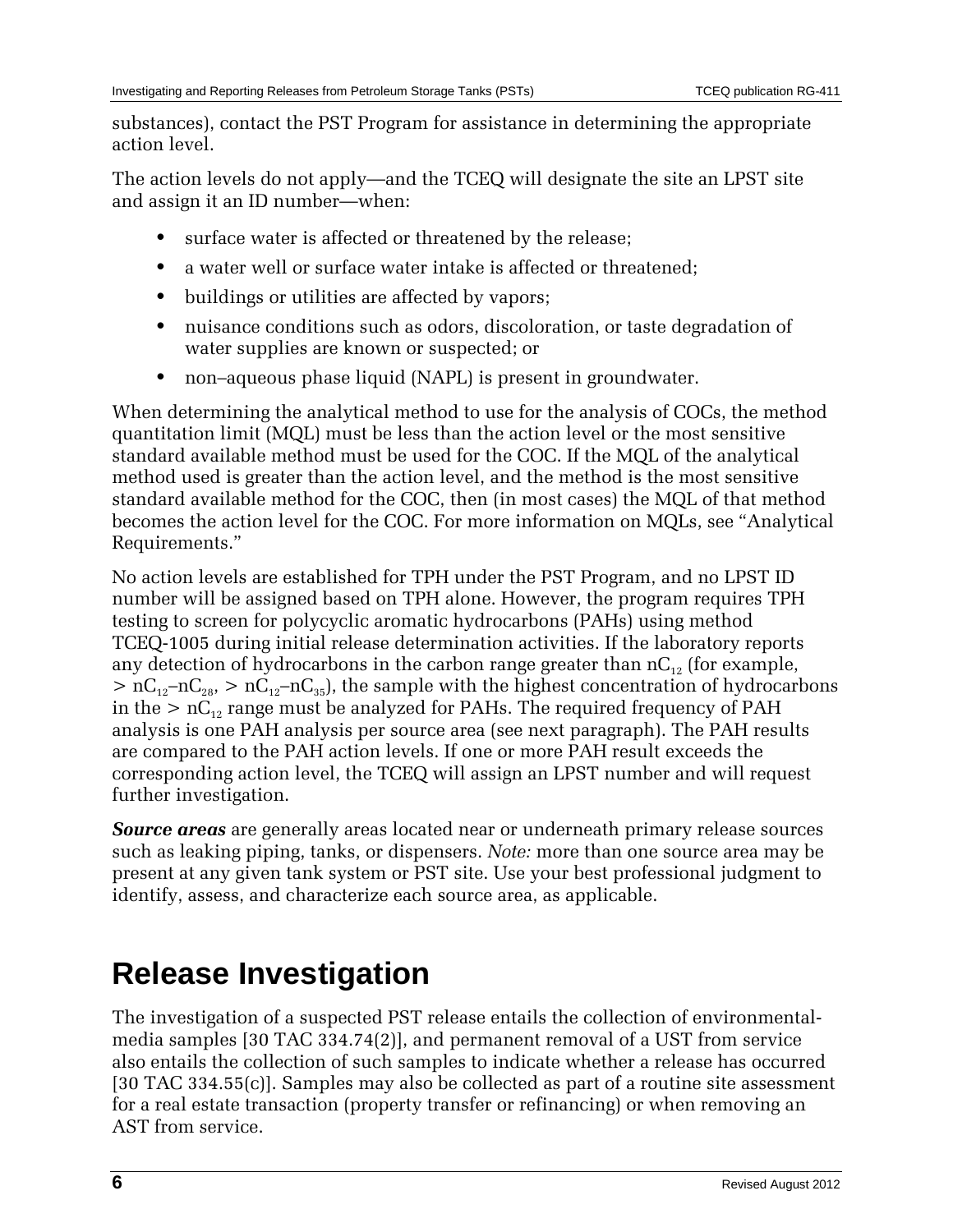substances), contact the PST Program for assistance in determining the appropriate action level.

The action levels do not apply—and the TCEQ will designate the site an LPST site and assign it an ID number—when:

- surface water is affected or threatened by the release;
- a water well or surface water intake is affected or threatened;
- buildings or utilities are affected by vapors;
- nuisance conditions such as odors, discoloration, or taste degradation of water supplies are known or suspected; or
- non–aqueous phase liquid (NAPL) is present in groundwater.

When determining the analytical method to use for the analysis of COCs, the method quantitation limit (MQL) must be less than the action level or the most sensitive standard available method must be used for the COC. If the MQL of the analytical method used is greater than the action level, and the method is the most sensitive standard available method for the COC, then (in most cases) the MQL of that method becomes the action level for the COC. For more information on MQLs, see "Analytical Requirements."

No action levels are established for TPH under the PST Program, and no LPST ID number will be assigned based on TPH alone. However, the program requires TPH testing to screen for polycyclic aromatic hydrocarbons (PAHs) using method TCEQ-1005 during initial release determination activities. If the laboratory reports any detection of hydrocarbons in the carbon range greater than $nC_{12}$ (for example, $> nC_{12}$–$nC_{28}$, $> nC_{12}$–$nC_{35}$), the sample with the highest concentration of hydrocarbons in the $> nC_{12}$ range must be analyzed for PAHs. The required frequency of PAH analysis is one PAH analysis per source area (see next paragraph). The PAH results are compared to the PAH action levels. If one or more PAH result exceeds the corresponding action level, the TCEQ will assign an LPST number and will request further investigation.

***Source areas*** are generally areas located near or underneath primary release sources such as leaking piping, tanks, or dispensers. *Note:* more than one source area may be present at any given tank system or PST site. Use your best professional judgment to identify, assess, and characterize each source area, as applicable.

# Release Investigation

The investigation of a suspected PST release entails the collection of environmental-media samples [30 TAC 334.74(2)], and permanent removal of a UST from service also entails the collection of such samples to indicate whether a release has occurred [30 TAC 334.55(c)]. Samples may also be collected as part of a routine site assessment for a real estate transaction (property transfer or refinancing) or when removing an AST from service.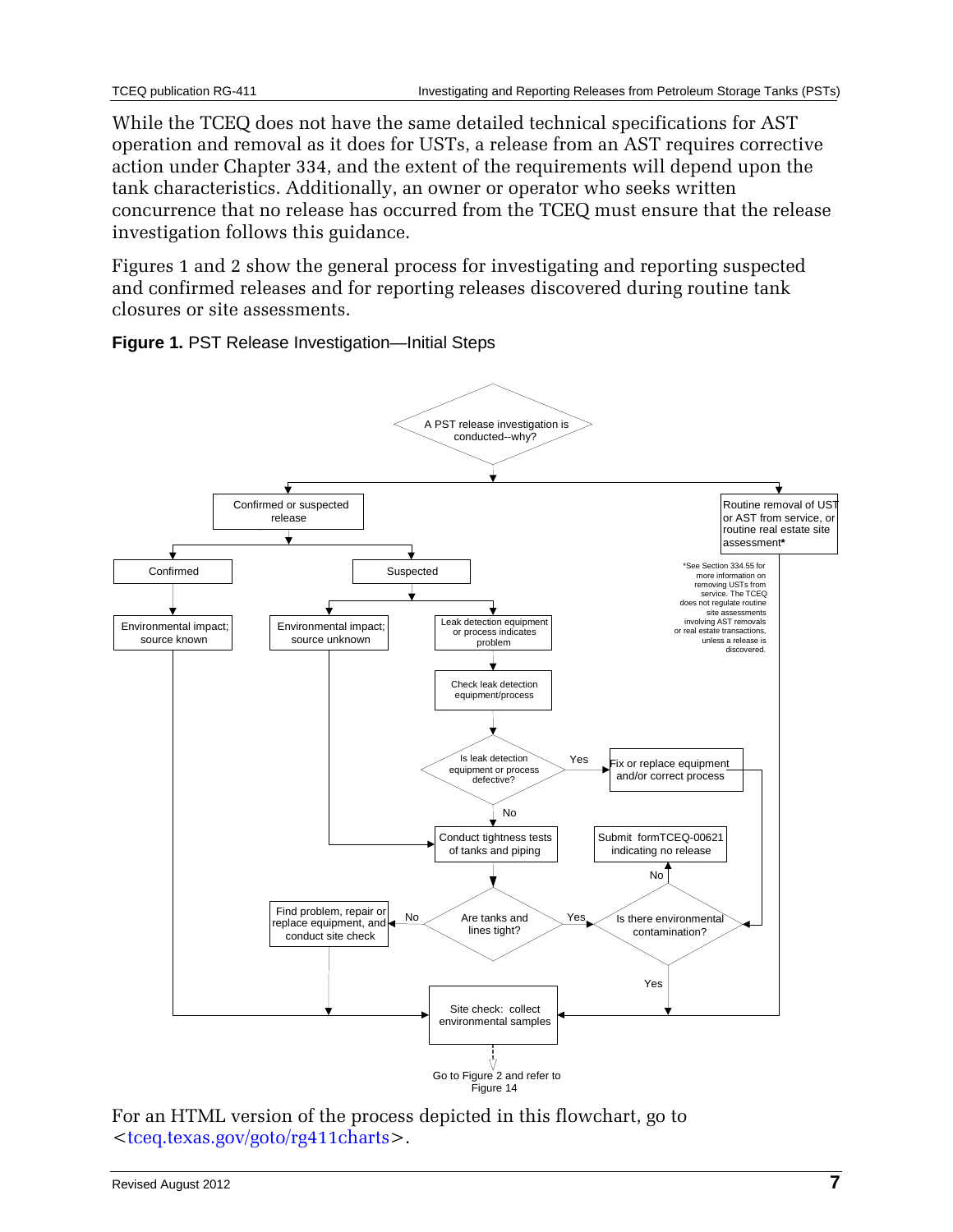While the TCEQ does not have the same detailed technical specifications for AST operation and removal as it does for USTs, a release from an AST requires corrective action under Chapter 334, and the extent of the requirements will depend upon the tank characteristics. Additionally, an owner or operator who seeks written concurrence that no release has occurred from the TCEQ must ensure that the release investigation follows this guidance.

Figures 1 and 2 show the general process for investigating and reporting suspected and confirmed releases and for reporting releases discovered during routine tank closures or site assessments.

**Figure 1.** PST Release Investigation—Initial Steps

A PST release investigation is conducted--why?

Confirmed or suspected release

Routine removal of UST or AST from service, or routine real estate site assessment*

Confirmed

Suspected

*See Section 334.55 for more information on removing USTs from service. The TCEQ does not regulate routine site assessments involving AST removals or real estate transactions, unless a release is discovered.

Environmental impact; source known

Environmental impact; source unknown

Leak detection equipment or process indicates problem

Check leak detection equipment/process

Is leak detection equipment or process defective?

Yes

Fix or replace equipment and/or correct process

No

Conduct tightness tests of tanks and piping

Submit formTCEQ-00621 indicating no release

No

Find problem, repair or replace equipment, and conduct site check

No

Are tanks and lines tight?

Yes

Is there environmental contamination?

Yes

Site check: collect environmental samples

Go to Figure 2 and refer to Figure 14

For an HTML version of the process depicted in this flowchart, go to <tceq.texas.gov/goto/rg411charts>.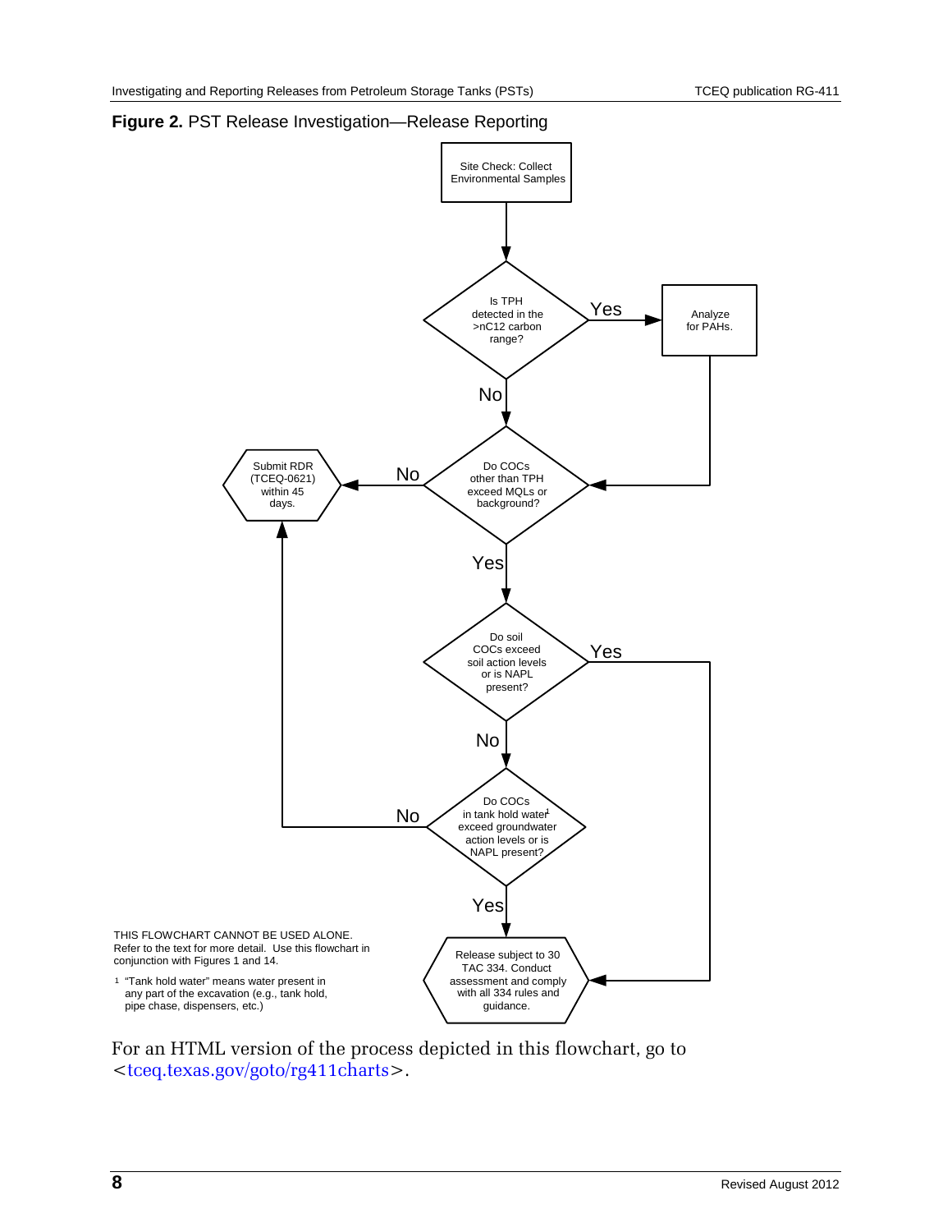**Figure 2.** PST Release Investigation—Release Reporting

Site Check: Collect Environmental Samples

Is TPH detected in the >nC12 carbon range?

Yes → Analyze for PAHs.

No

Do COCs other than TPH exceed MQLs or background?

No → Submit RDR (TCEQ-0621) within 45 days.

Yes

Do soil COCs exceed soil action levels or is NAPL present?

Yes → Release subject to 30 TAC 334. Conduct assessment and comply with all 334 rules and guidance.

No

Do COCs in tank hold water[1] exceed groundwater action levels or is NAPL present?

No → Submit RDR (TCEQ-0621) within 45 days.

Yes → Release subject to 30 TAC 334. Conduct assessment and comply with all 334 rules and guidance.

THIS FLOWCHART CANNOT BE USED ALONE. Refer to the text for more detail. Use this flowchart in conjunction with Figures 1 and 14.

[1] "Tank hold water" means water present in any part of the excavation (e.g., tank hold, pipe chase, dispensers, etc.)

For an HTML version of the process depicted in this flowchart, go to <tceq.texas.gov/goto/rg411charts>.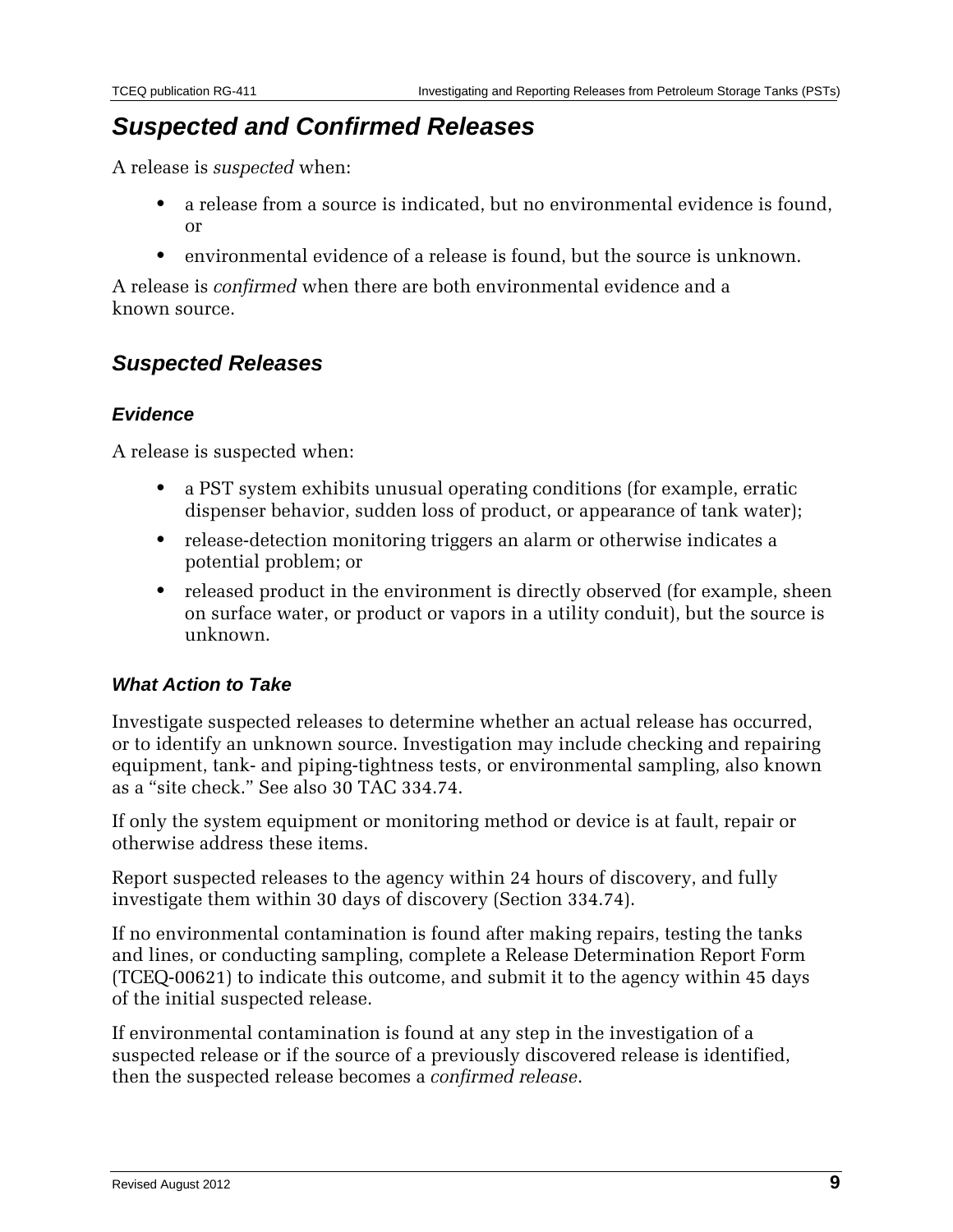# Suspected and Confirmed Releases

A release is *suspected* when:

- a release from a source is indicated, but no environmental evidence is found, or
- environmental evidence of a release is found, but the source is unknown.

A release is *confirmed* when there are both environmental evidence and a known source.

## Suspected Releases

### Evidence

A release is suspected when:

- a PST system exhibits unusual operating conditions (for example, erratic dispenser behavior, sudden loss of product, or appearance of tank water);
- release-detection monitoring triggers an alarm or otherwise indicates a potential problem; or
- released product in the environment is directly observed (for example, sheen on surface water, or product or vapors in a utility conduit), but the source is unknown.

### What Action to Take

Investigate suspected releases to determine whether an actual release has occurred, or to identify an unknown source. Investigation may include checking and repairing equipment, tank- and piping-tightness tests, or environmental sampling, also known as a "site check." See also 30 TAC 334.74.

If only the system equipment or monitoring method or device is at fault, repair or otherwise address these items.

Report suspected releases to the agency within 24 hours of discovery, and fully investigate them within 30 days of discovery (Section 334.74).

If no environmental contamination is found after making repairs, testing the tanks and lines, or conducting sampling, complete a Release Determination Report Form (TCEQ-00621) to indicate this outcome, and submit it to the agency within 45 days of the initial suspected release.

If environmental contamination is found at any step in the investigation of a suspected release or if the source of a previously discovered release is identified, then the suspected release becomes a *confirmed release*.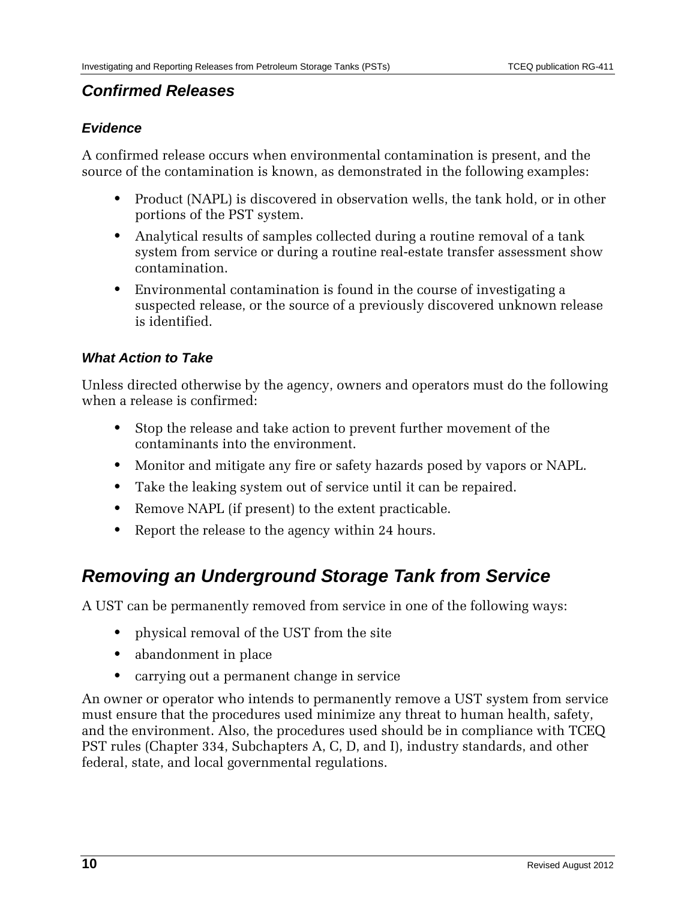## Confirmed Releases

### Evidence

A confirmed release occurs when environmental contamination is present, and the source of the contamination is known, as demonstrated in the following examples:

- Product (NAPL) is discovered in observation wells, the tank hold, or in other portions of the PST system.
- Analytical results of samples collected during a routine removal of a tank system from service or during a routine real-estate transfer assessment show contamination.
- Environmental contamination is found in the course of investigating a suspected release, or the source of a previously discovered unknown release is identified.

### What Action to Take

Unless directed otherwise by the agency, owners and operators must do the following when a release is confirmed:

- Stop the release and take action to prevent further movement of the contaminants into the environment.
- Monitor and mitigate any fire or safety hazards posed by vapors or NAPL.
- Take the leaking system out of service until it can be repaired.
- Remove NAPL (if present) to the extent practicable.
- Report the release to the agency within 24 hours.

## Removing an Underground Storage Tank from Service

A UST can be permanently removed from service in one of the following ways:

- physical removal of the UST from the site
- abandonment in place
- carrying out a permanent change in service

An owner or operator who intends to permanently remove a UST system from service must ensure that the procedures used minimize any threat to human health, safety, and the environment. Also, the procedures used should be in compliance with TCEQ PST rules (Chapter 334, Subchapters A, C, D, and I), industry standards, and other federal, state, and local governmental regulations.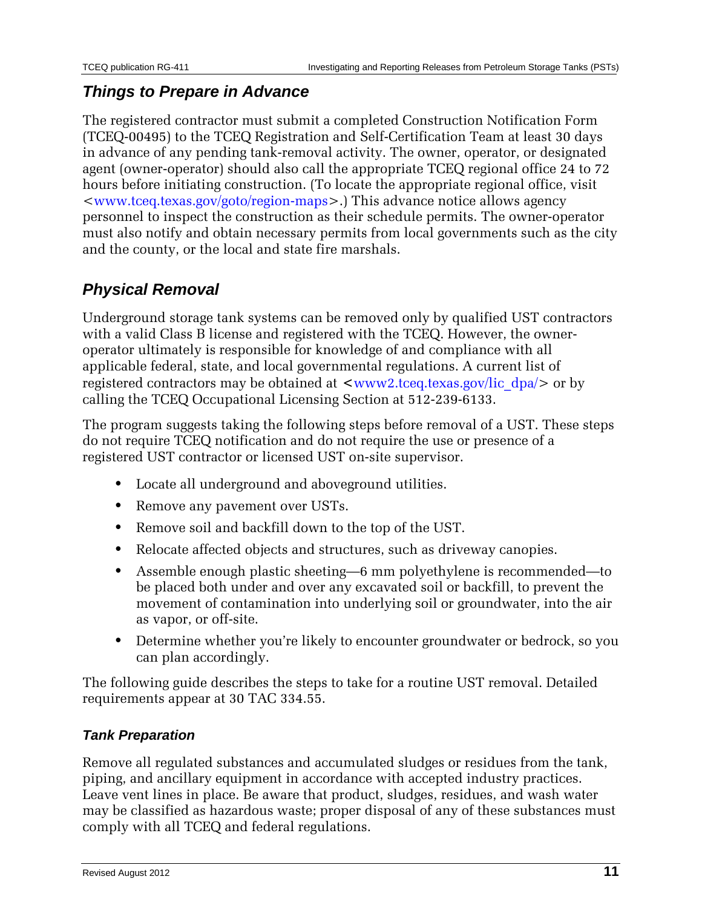## Things to Prepare in Advance

The registered contractor must submit a completed Construction Notification Form (TCEQ-00495) to the TCEQ Registration and Self-Certification Team at least 30 days in advance of any pending tank-removal activity. The owner, operator, or designated agent (owner-operator) should also call the appropriate TCEQ regional office 24 to 72 hours before initiating construction. (To locate the appropriate regional office, visit <www.tceq.texas.gov/goto/region-maps>.) This advance notice allows agency personnel to inspect the construction as their schedule permits. The owner-operator must also notify and obtain necessary permits from local governments such as the city and the county, or the local and state fire marshals.

## Physical Removal

Underground storage tank systems can be removed only by qualified UST contractors with a valid Class B license and registered with the TCEQ. However, the owner-operator ultimately is responsible for knowledge of and compliance with all applicable federal, state, and local governmental regulations. A current list of registered contractors may be obtained at <www2.tceq.texas.gov/lic_dpa/> or by calling the TCEQ Occupational Licensing Section at 512-239-6133.

The program suggests taking the following steps before removal of a UST. These steps do not require TCEQ notification and do not require the use or presence of a registered UST contractor or licensed UST on-site supervisor.

- Locate all underground and aboveground utilities.
- Remove any pavement over USTs.
- Remove soil and backfill down to the top of the UST.
- Relocate affected objects and structures, such as driveway canopies.
- Assemble enough plastic sheeting—6 mm polyethylene is recommended—to be placed both under and over any excavated soil or backfill, to prevent the movement of contamination into underlying soil or groundwater, into the air as vapor, or off-site.
- Determine whether you're likely to encounter groundwater or bedrock, so you can plan accordingly.

The following guide describes the steps to take for a routine UST removal. Detailed requirements appear at 30 TAC 334.55.

### Tank Preparation

Remove all regulated substances and accumulated sludges or residues from the tank, piping, and ancillary equipment in accordance with accepted industry practices. Leave vent lines in place. Be aware that product, sludges, residues, and wash water may be classified as hazardous waste; proper disposal of any of these substances must comply with all TCEQ and federal regulations.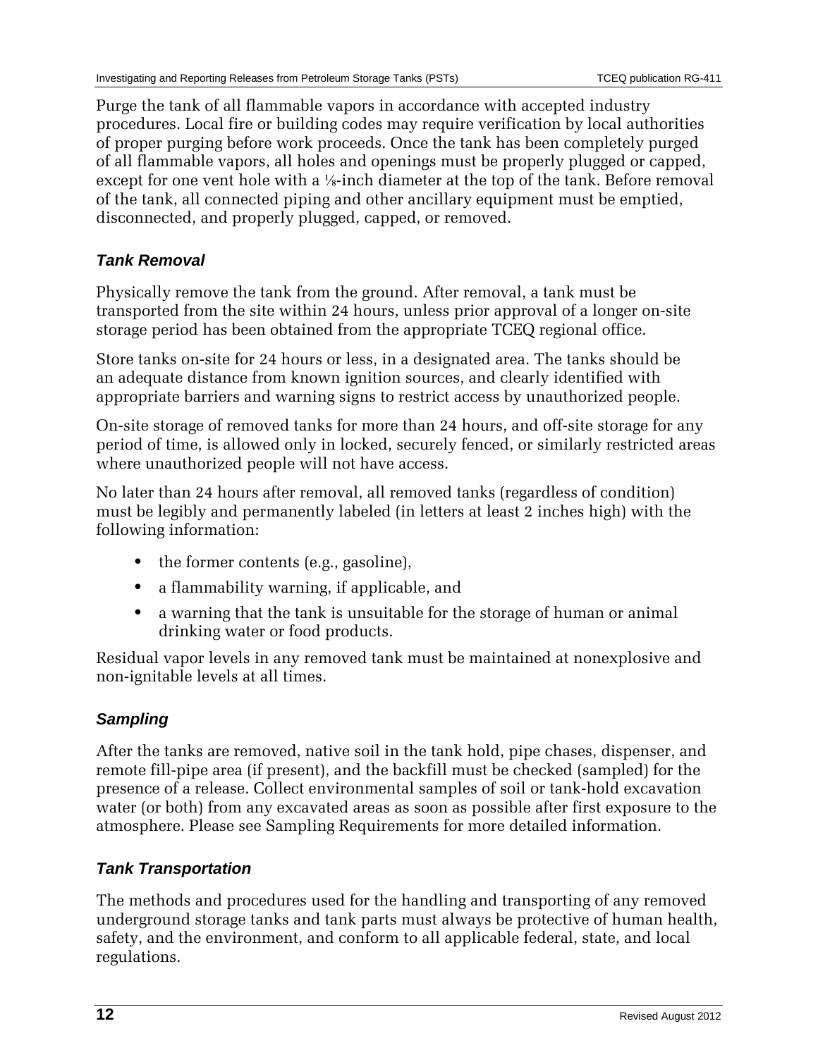Purge the tank of all flammable vapors in accordance with accepted industry procedures. Local fire or building codes may require verification by local authorities of proper purging before work proceeds. Once the tank has been completely purged of all flammable vapors, all holes and openings must be properly plugged or capped, except for one vent hole with a ⅛-inch diameter at the top of the tank. Before removal of the tank, all connected piping and other ancillary equipment must be emptied, disconnected, and properly plugged, capped, or removed.

### *Tank Removal*

Physically remove the tank from the ground. After removal, a tank must be transported from the site within 24 hours, unless prior approval of a longer on-site storage period has been obtained from the appropriate TCEQ regional office.

Store tanks on-site for 24 hours or less, in a designated area. The tanks should be an adequate distance from known ignition sources, and clearly identified with appropriate barriers and warning signs to restrict access by unauthorized people.

On-site storage of removed tanks for more than 24 hours, and off-site storage for any period of time, is allowed only in locked, securely fenced, or similarly restricted areas where unauthorized people will not have access.

No later than 24 hours after removal, all removed tanks (regardless of condition) must be legibly and permanently labeled (in letters at least 2 inches high) with the following information:

- the former contents (e.g., gasoline),
- a flammability warning, if applicable, and
- a warning that the tank is unsuitable for the storage of human or animal drinking water or food products.

Residual vapor levels in any removed tank must be maintained at nonexplosive and non-ignitable levels at all times.

### *Sampling*

After the tanks are removed, native soil in the tank hold, pipe chases, dispenser, and remote fill-pipe area (if present), and the backfill must be checked (sampled) for the presence of a release. Collect environmental samples of soil or tank-hold excavation water (or both) from any excavated areas as soon as possible after first exposure to the atmosphere. Please see Sampling Requirements for more detailed information.

### *Tank Transportation*

The methods and procedures used for the handling and transporting of any removed underground storage tanks and tank parts must always be protective of human health, safety, and the environment, and conform to all applicable federal, state, and local regulations.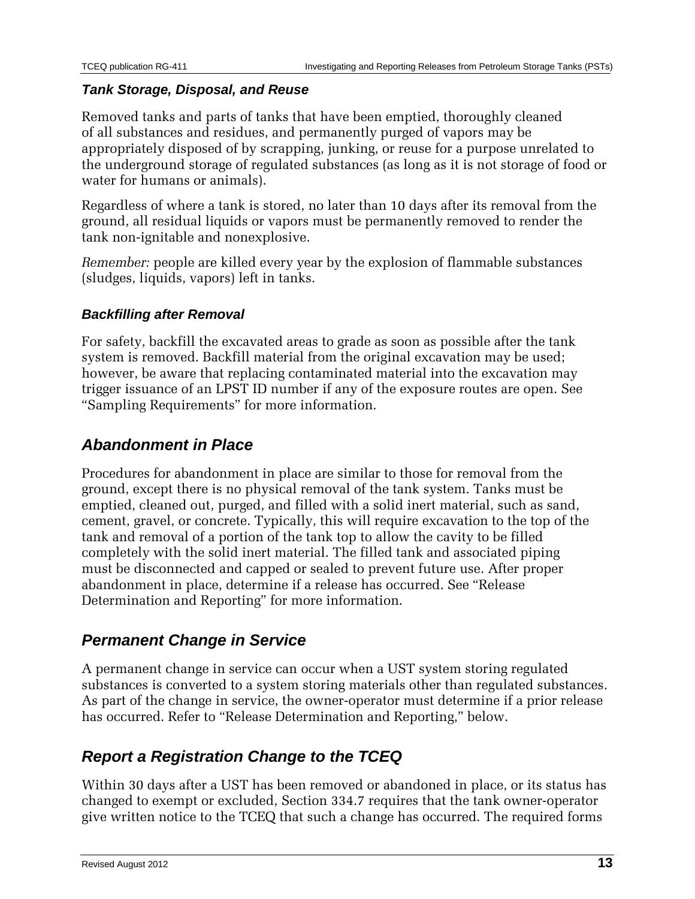### *Tank Storage, Disposal, and Reuse*

Removed tanks and parts of tanks that have been emptied, thoroughly cleaned of all substances and residues, and permanently purged of vapors may be appropriately disposed of by scrapping, junking, or reuse for a purpose unrelated to the underground storage of regulated substances (as long as it is not storage of food or water for humans or animals).

Regardless of where a tank is stored, no later than 10 days after its removal from the ground, all residual liquids or vapors must be permanently removed to render the tank non-ignitable and nonexplosive.

*Remember:* people are killed every year by the explosion of flammable substances (sludges, liquids, vapors) left in tanks.

### *Backfilling after Removal*

For safety, backfill the excavated areas to grade as soon as possible after the tank system is removed. Backfill material from the original excavation may be used; however, be aware that replacing contaminated material into the excavation may trigger issuance of an LPST ID number if any of the exposure routes are open. See “Sampling Requirements” for more information.

## *Abandonment in Place*

Procedures for abandonment in place are similar to those for removal from the ground, except there is no physical removal of the tank system. Tanks must be emptied, cleaned out, purged, and filled with a solid inert material, such as sand, cement, gravel, or concrete. Typically, this will require excavation to the top of the tank and removal of a portion of the tank top to allow the cavity to be filled completely with the solid inert material. The filled tank and associated piping must be disconnected and capped or sealed to prevent future use. After proper abandonment in place, determine if a release has occurred. See “Release Determination and Reporting” for more information.

## *Permanent Change in Service*

A permanent change in service can occur when a UST system storing regulated substances is converted to a system storing materials other than regulated substances. As part of the change in service, the owner-operator must determine if a prior release has occurred. Refer to “Release Determination and Reporting,” below.

## *Report a Registration Change to the TCEQ*

Within 30 days after a UST has been removed or abandoned in place, or its status has changed to exempt or excluded, Section 334.7 requires that the tank owner-operator give written notice to the TCEQ that such a change has occurred. The required forms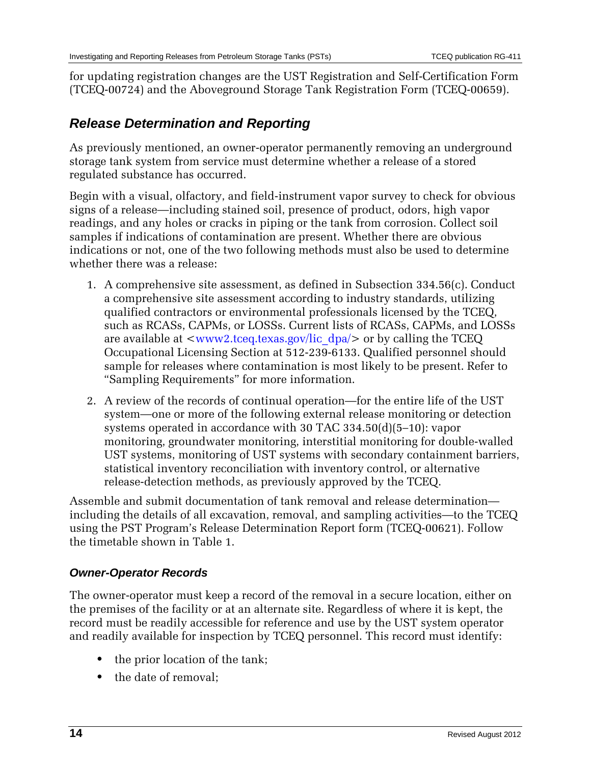for updating registration changes are the UST Registration and Self-Certification Form (TCEQ-00724) and the Aboveground Storage Tank Registration Form (TCEQ-00659).

## *Release Determination and Reporting*

As previously mentioned, an owner-operator permanently removing an underground storage tank system from service must determine whether a release of a stored regulated substance has occurred.

Begin with a visual, olfactory, and field-instrument vapor survey to check for obvious signs of a release—including stained soil, presence of product, odors, high vapor readings, and any holes or cracks in piping or the tank from corrosion. Collect soil samples if indications of contamination are present. Whether there are obvious indications or not, one of the two following methods must also be used to determine whether there was a release:

1. A comprehensive site assessment, as defined in Subsection 334.56(c). Conduct a comprehensive site assessment according to industry standards, utilizing qualified contractors or environmental professionals licensed by the TCEQ, such as RCASs, CAPMs, or LOSSs. Current lists of RCASs, CAPMs, and LOSSs are available at <www2.tceq.texas.gov/lic_dpa/> or by calling the TCEQ Occupational Licensing Section at 512-239-6133. Qualified personnel should sample for releases where contamination is most likely to be present. Refer to "Sampling Requirements" for more information.
2. A review of the records of continual operation—for the entire life of the UST system—one or more of the following external release monitoring or detection systems operated in accordance with 30 TAC 334.50(d)(5–10): vapor monitoring, groundwater monitoring, interstitial monitoring for double-walled UST systems, monitoring of UST systems with secondary containment barriers, statistical inventory reconciliation with inventory control, or alternative release-detection methods, as previously approved by the TCEQ.

Assemble and submit documentation of tank removal and release determination—including the details of all excavation, removal, and sampling activities—to the TCEQ using the PST Program's Release Determination Report form (TCEQ-00621). Follow the timetable shown in Table 1.

### *Owner-Operator Records*

The owner-operator must keep a record of the removal in a secure location, either on the premises of the facility or at an alternate site. Regardless of where it is kept, the record must be readily accessible for reference and use by the UST system operator and readily available for inspection by TCEQ personnel. This record must identify:

- the prior location of the tank;
- the date of removal;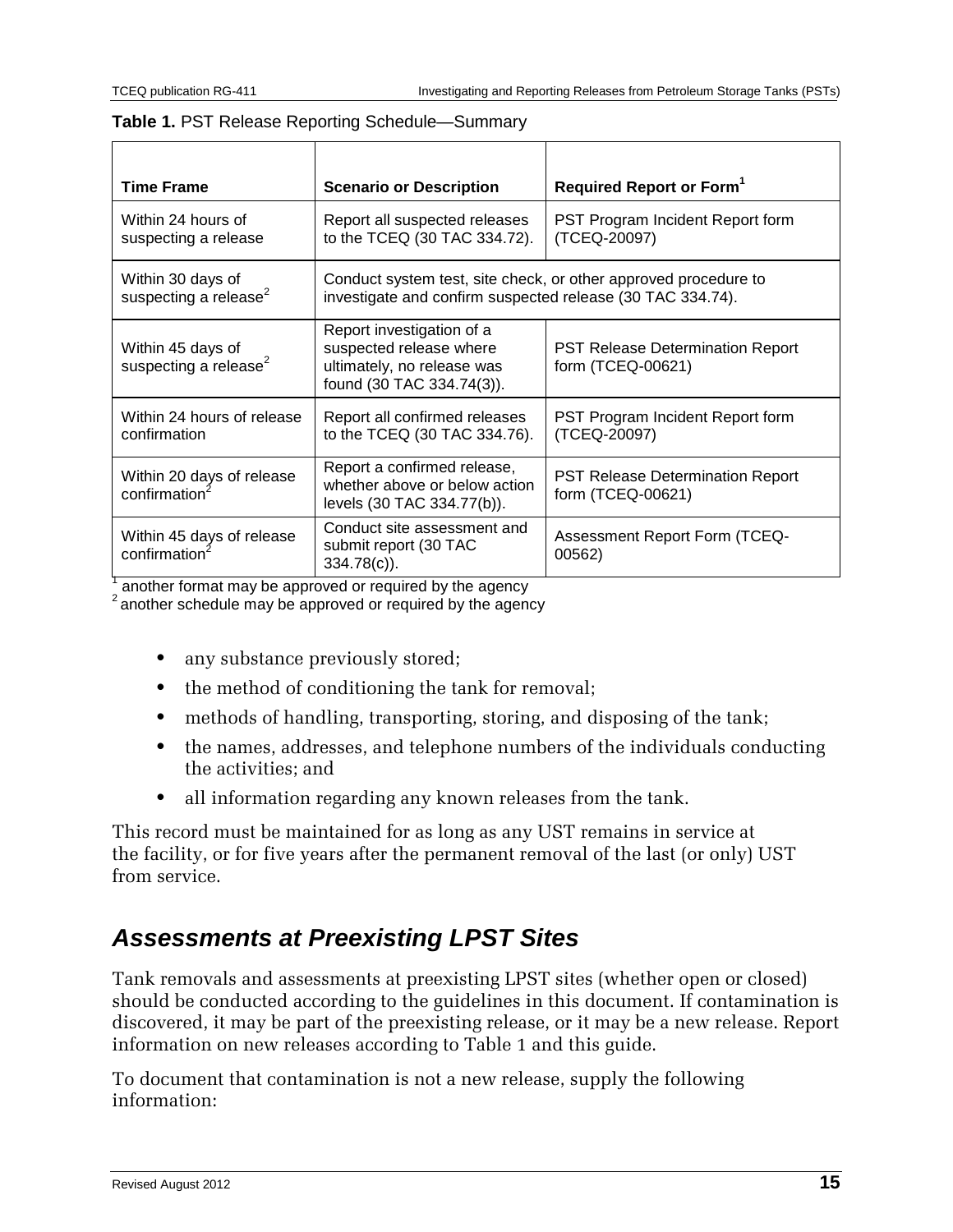**Table 1.** PST Release Reporting Schedule—Summary

| Time Frame | Scenario or Description | Required Report or Form[1] |
|---|---|---|
| Within 24 hours of suspecting a release | Report all suspected releases to the TCEQ (30 TAC 334.72). | PST Program Incident Report form (TCEQ-20097) |
| Within 30 days of suspecting a release[2] | Conduct system test, site check, or other approved procedure to investigate and confirm suspected release (30 TAC 334.74). | |
| Within 45 days of suspecting a release[2] | Report investigation of a suspected release where ultimately, no release was found (30 TAC 334.74(3)). | PST Release Determination Report form (TCEQ-00621) |
| Within 24 hours of release confirmation | Report all confirmed releases to the TCEQ (30 TAC 334.76). | PST Program Incident Report form (TCEQ-20097) |
| Within 20 days of release confirmation[2] | Report a confirmed release, whether above or below action levels (30 TAC 334.77(b)). | PST Release Determination Report form (TCEQ-00621) |
| Within 45 days of release confirmation[2] | Conduct site assessment and submit report (30 TAC 334.78(c)). | Assessment Report Form (TCEQ-00562) |

[1] another format may be approved or required by the agency
[2] another schedule may be approved or required by the agency

- any substance previously stored;
- the method of conditioning the tank for removal;
- methods of handling, transporting, storing, and disposing of the tank;
- the names, addresses, and telephone numbers of the individuals conducting the activities; and
- all information regarding any known releases from the tank.

This record must be maintained for as long as any UST remains in service at the facility, or for five years after the permanent removal of the last (or only) UST from service.

## *Assessments at Preexisting LPST Sites*

Tank removals and assessments at preexisting LPST sites (whether open or closed) should be conducted according to the guidelines in this document. If contamination is discovered, it may be part of the preexisting release, or it may be a new release. Report information on new releases according to Table 1 and this guide.

To document that contamination is not a new release, supply the following information: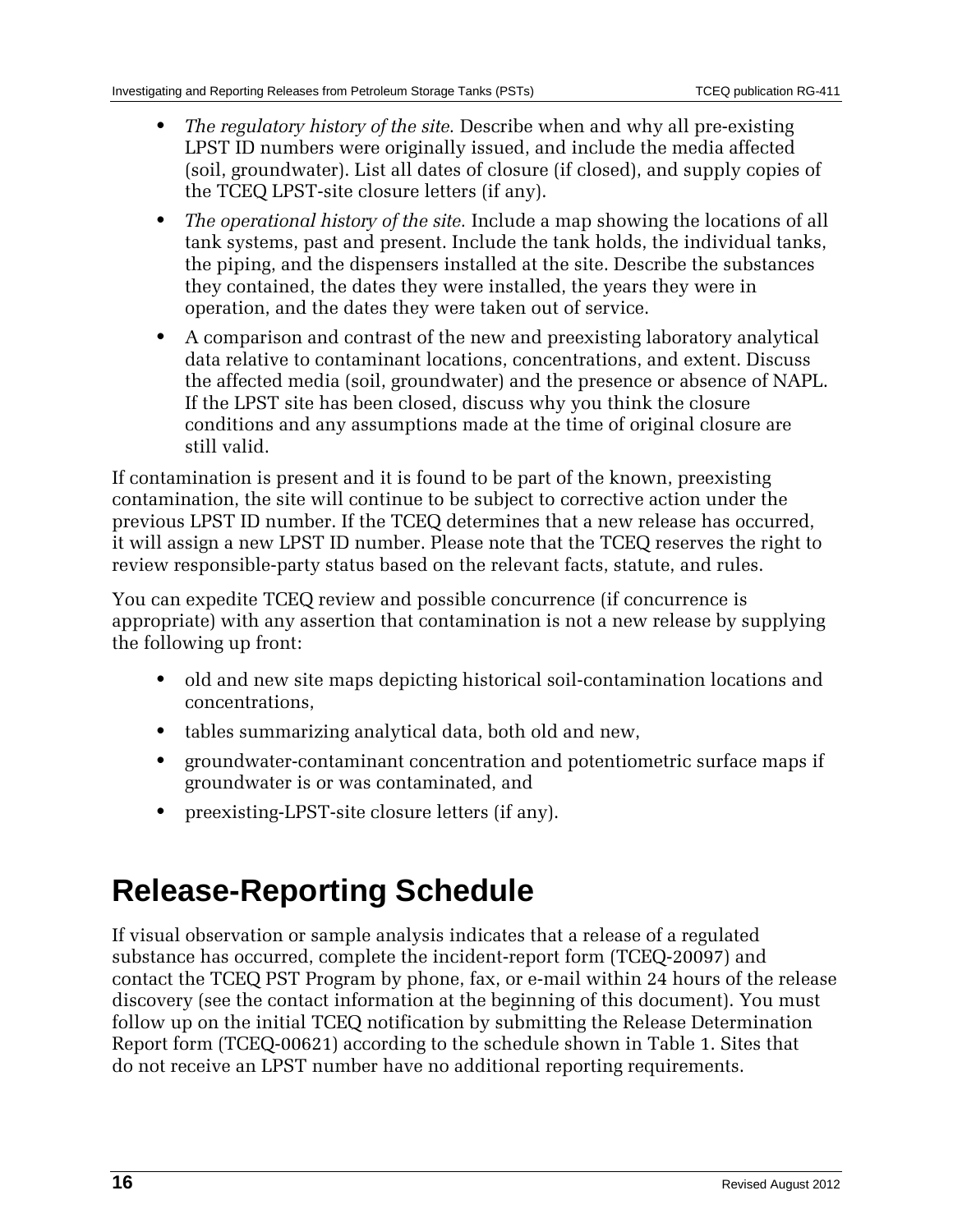- *The regulatory history of the site.* Describe when and why all pre-existing LPST ID numbers were originally issued, and include the media affected (soil, groundwater). List all dates of closure (if closed), and supply copies of the TCEQ LPST-site closure letters (if any).
- *The operational history of the site.* Include a map showing the locations of all tank systems, past and present. Include the tank holds, the individual tanks, the piping, and the dispensers installed at the site. Describe the substances they contained, the dates they were installed, the years they were in operation, and the dates they were taken out of service.
- A comparison and contrast of the new and preexisting laboratory analytical data relative to contaminant locations, concentrations, and extent. Discuss the affected media (soil, groundwater) and the presence or absence of NAPL. If the LPST site has been closed, discuss why you think the closure conditions and any assumptions made at the time of original closure are still valid.

If contamination is present and it is found to be part of the known, preexisting contamination, the site will continue to be subject to corrective action under the previous LPST ID number. If the TCEQ determines that a new release has occurred, it will assign a new LPST ID number. Please note that the TCEQ reserves the right to review responsible-party status based on the relevant facts, statute, and rules.

You can expedite TCEQ review and possible concurrence (if concurrence is appropriate) with any assertion that contamination is not a new release by supplying the following up front:

- old and new site maps depicting historical soil-contamination locations and concentrations,
- tables summarizing analytical data, both old and new,
- groundwater-contaminant concentration and potentiometric surface maps if groundwater is or was contaminated, and
- preexisting-LPST-site closure letters (if any).

# Release-Reporting Schedule

If visual observation or sample analysis indicates that a release of a regulated substance has occurred, complete the incident-report form (TCEQ-20097) and contact the TCEQ PST Program by phone, fax, or e-mail within 24 hours of the release discovery (see the contact information at the beginning of this document). You must follow up on the initial TCEQ notification by submitting the Release Determination Report form (TCEQ-00621) according to the schedule shown in Table 1. Sites that do not receive an LPST number have no additional reporting requirements.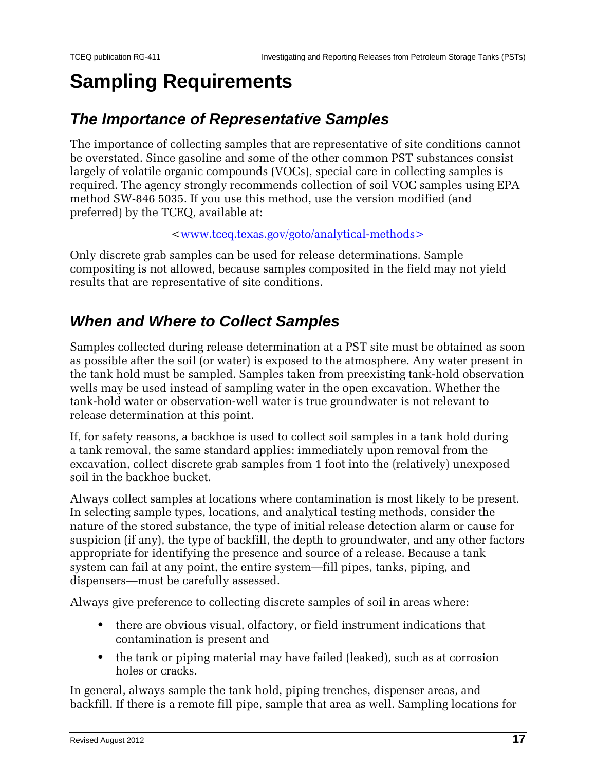# Sampling Requirements

## *The Importance of Representative Samples*

The importance of collecting samples that are representative of site conditions cannot be overstated. Since gasoline and some of the other common PST substances consist largely of volatile organic compounds (VOCs), special care in collecting samples is required. The agency strongly recommends collection of soil VOC samples using EPA method SW-846 5035. If you use this method, use the version modified (and preferred) by the TCEQ, available at:

<www.tceq.texas.gov/goto/analytical-methods>

Only discrete grab samples can be used for release determinations. Sample compositing is not allowed, because samples composited in the field may not yield results that are representative of site conditions.

## *When and Where to Collect Samples*

Samples collected during release determination at a PST site must be obtained as soon as possible after the soil (or water) is exposed to the atmosphere. Any water present in the tank hold must be sampled. Samples taken from preexisting tank-hold observation wells may be used instead of sampling water in the open excavation. Whether the tank-hold water or observation-well water is true groundwater is not relevant to release determination at this point.

If, for safety reasons, a backhoe is used to collect soil samples in a tank hold during a tank removal, the same standard applies: immediately upon removal from the excavation, collect discrete grab samples from 1 foot into the (relatively) unexposed soil in the backhoe bucket.

Always collect samples at locations where contamination is most likely to be present. In selecting sample types, locations, and analytical testing methods, consider the nature of the stored substance, the type of initial release detection alarm or cause for suspicion (if any), the type of backfill, the depth to groundwater, and any other factors appropriate for identifying the presence and source of a release. Because a tank system can fail at any point, the entire system—fill pipes, tanks, piping, and dispensers—must be carefully assessed.

Always give preference to collecting discrete samples of soil in areas where:

- there are obvious visual, olfactory, or field instrument indications that contamination is present and
- the tank or piping material may have failed (leaked), such as at corrosion holes or cracks.

In general, always sample the tank hold, piping trenches, dispenser areas, and backfill. If there is a remote fill pipe, sample that area as well. Sampling locations for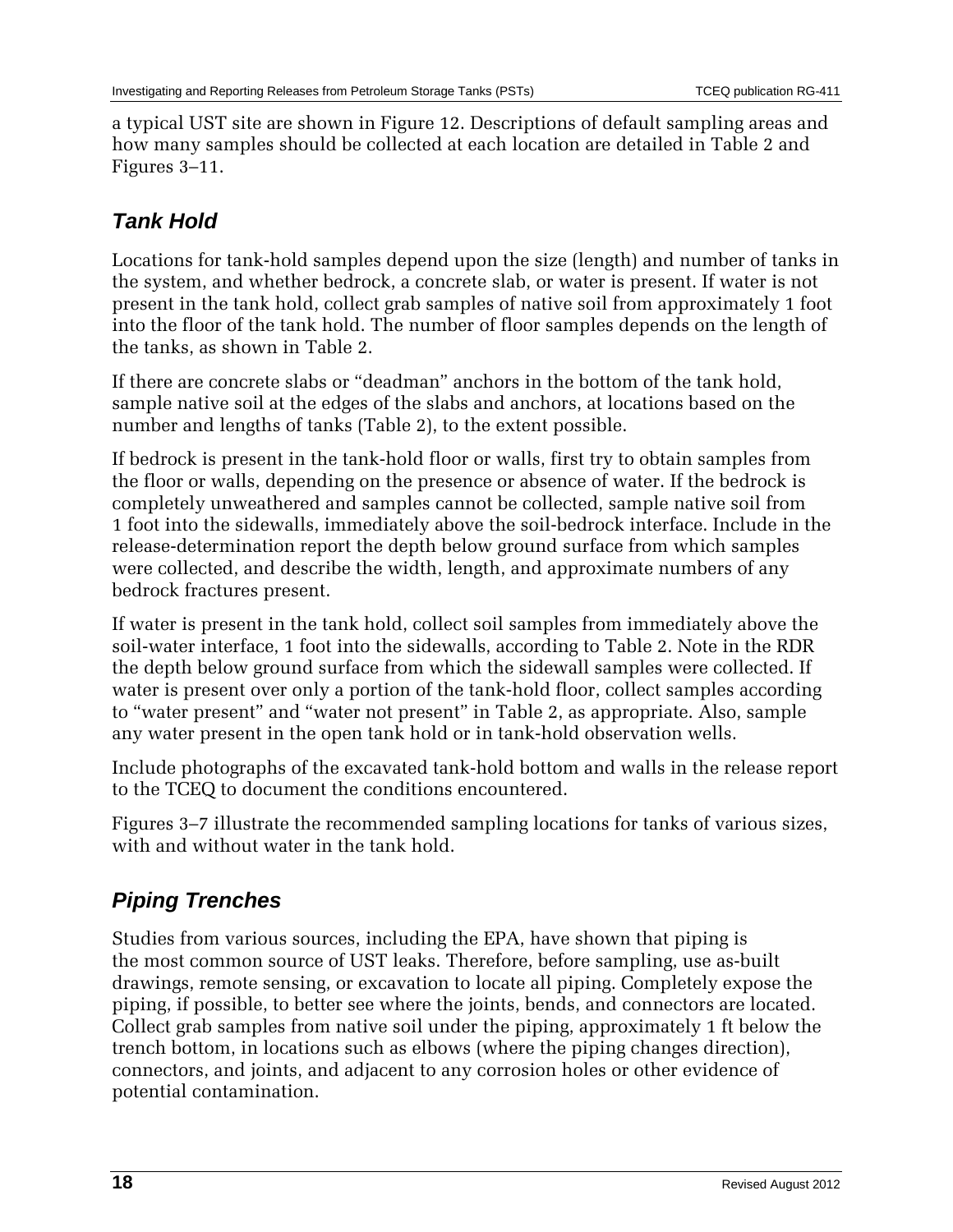a typical UST site are shown in Figure 12. Descriptions of default sampling areas and how many samples should be collected at each location are detailed in Table 2 and Figures 3–11.

## *Tank Hold*

Locations for tank-hold samples depend upon the size (length) and number of tanks in the system, and whether bedrock, a concrete slab, or water is present. If water is not present in the tank hold, collect grab samples of native soil from approximately 1 foot into the floor of the tank hold. The number of floor samples depends on the length of the tanks, as shown in Table 2.

If there are concrete slabs or "deadman" anchors in the bottom of the tank hold, sample native soil at the edges of the slabs and anchors, at locations based on the number and lengths of tanks (Table 2), to the extent possible.

If bedrock is present in the tank-hold floor or walls, first try to obtain samples from the floor or walls, depending on the presence or absence of water. If the bedrock is completely unweathered and samples cannot be collected, sample native soil from 1 foot into the sidewalls, immediately above the soil-bedrock interface. Include in the release-determination report the depth below ground surface from which samples were collected, and describe the width, length, and approximate numbers of any bedrock fractures present.

If water is present in the tank hold, collect soil samples from immediately above the soil-water interface, 1 foot into the sidewalls, according to Table 2. Note in the RDR the depth below ground surface from which the sidewall samples were collected. If water is present over only a portion of the tank-hold floor, collect samples according to "water present" and "water not present" in Table 2, as appropriate. Also, sample any water present in the open tank hold or in tank-hold observation wells.

Include photographs of the excavated tank-hold bottom and walls in the release report to the TCEQ to document the conditions encountered.

Figures 3–7 illustrate the recommended sampling locations for tanks of various sizes, with and without water in the tank hold.

## *Piping Trenches*

Studies from various sources, including the EPA, have shown that piping is the most common source of UST leaks. Therefore, before sampling, use as-built drawings, remote sensing, or excavation to locate all piping. Completely expose the piping, if possible, to better see where the joints, bends, and connectors are located. Collect grab samples from native soil under the piping, approximately 1 ft below the trench bottom, in locations such as elbows (where the piping changes direction), connectors, and joints, and adjacent to any corrosion holes or other evidence of potential contamination.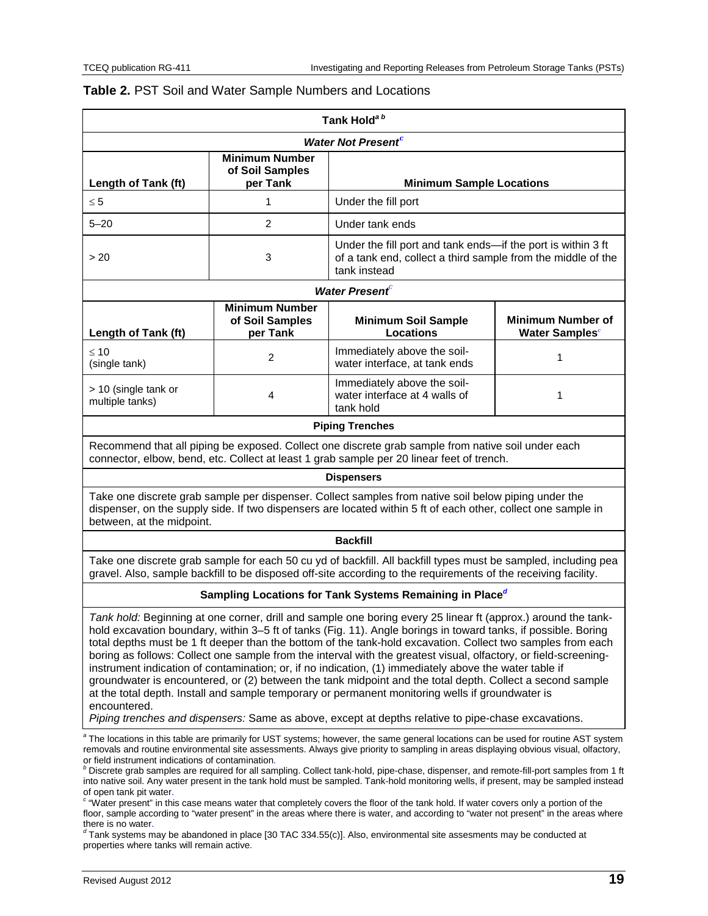**Table 2.** PST Soil and Water Sample Numbers and Locations

| Tank Hold[a b] | | | |
|---|---|---|---|
| ***Water Not Present***[c] | | | |
| **Length of Tank (ft)** | **Minimum Number of Soil Samples per Tank** | **Minimum Sample Locations** | |
| ≤ 5 | 1 | Under the fill port | |
| 5–20 | 2 | Under tank ends | |
| > 20 | 3 | Under the fill port and tank ends—if the port is within 3 ft of a tank end, collect a third sample from the middle of the tank instead | |
| ***Water Present***[c] | | | |
| **Length of Tank (ft)** | **Minimum Number of Soil Samples per Tank** | **Minimum Soil Sample Locations** | **Minimum Number of Water Samples**[c] |
| ≤ 10 (single tank) | 2 | Immediately above the soil-water interface, at tank ends | 1 |
| > 10 (single tank or multiple tanks) | 4 | Immediately above the soil-water interface at 4 walls of tank hold | 1 |
| **Piping Trenches** | | | |
| Recommend that all piping be exposed. Collect one discrete grab sample from native soil under each connector, elbow, bend, etc. Collect at least 1 grab sample per 20 linear feet of trench. | | | |
| **Dispensers** | | | |
| Take one discrete grab sample per dispenser. Collect samples from native soil below piping under the dispenser, on the supply side. If two dispensers are located within 5 ft of each other, collect one sample in between, at the midpoint. | | | |
| **Backfill** | | | |
| Take one discrete grab sample for each 50 cu yd of backfill. All backfill types must be sampled, including pea gravel. Also, sample backfill to be disposed off-site according to the requirements of the receiving facility. | | | |
| **Sampling Locations for Tank Systems Remaining in Place**[d] | | | |
| *Tank hold:* Beginning at one corner, drill and sample one boring every 25 linear ft (approx.) around the tank-hold excavation boundary, within 3–5 ft of tanks (Fig. 11). Angle borings in toward tanks, if possible. Boring total depths must be 1 ft deeper than the bottom of the tank-hold excavation. Collect two samples from each boring as follows: Collect one sample from the interval with the greatest visual, olfactory, or field-screening-instrument indication of contamination; or, if no indication, (1) immediately above the water table if groundwater is encountered, or (2) between the tank midpoint and the total depth. Collect a second sample at the total depth. Install and sample temporary or permanent monitoring wells if groundwater is encountered. *Piping trenches and dispensers:* Same as above, except at depths relative to pipe-chase excavations. | | | |

[a] The locations in this table are primarily for UST systems; however, the same general locations can be used for routine AST system removals and routine environmental site assessments. Always give priority to sampling in areas displaying obvious visual, olfactory, or field instrument indications of contamination.

[b] Discrete grab samples are required for all sampling. Collect tank-hold, pipe-chase, dispenser, and remote-fill-port samples from 1 ft into native soil. Any water present in the tank hold must be sampled. Tank-hold monitoring wells, if present, may be sampled instead of open tank pit water.

[c] "Water present" in this case means water that completely covers the floor of the tank hold. If water covers only a portion of the floor, sample according to "water present" in the areas where there is water, and according to "water not present" in the areas where there is no water.

[d] Tank systems may be abandoned in place [30 TAC 334.55(c)]. Also, environmental site assesments may be conducted at properties where tanks will remain active.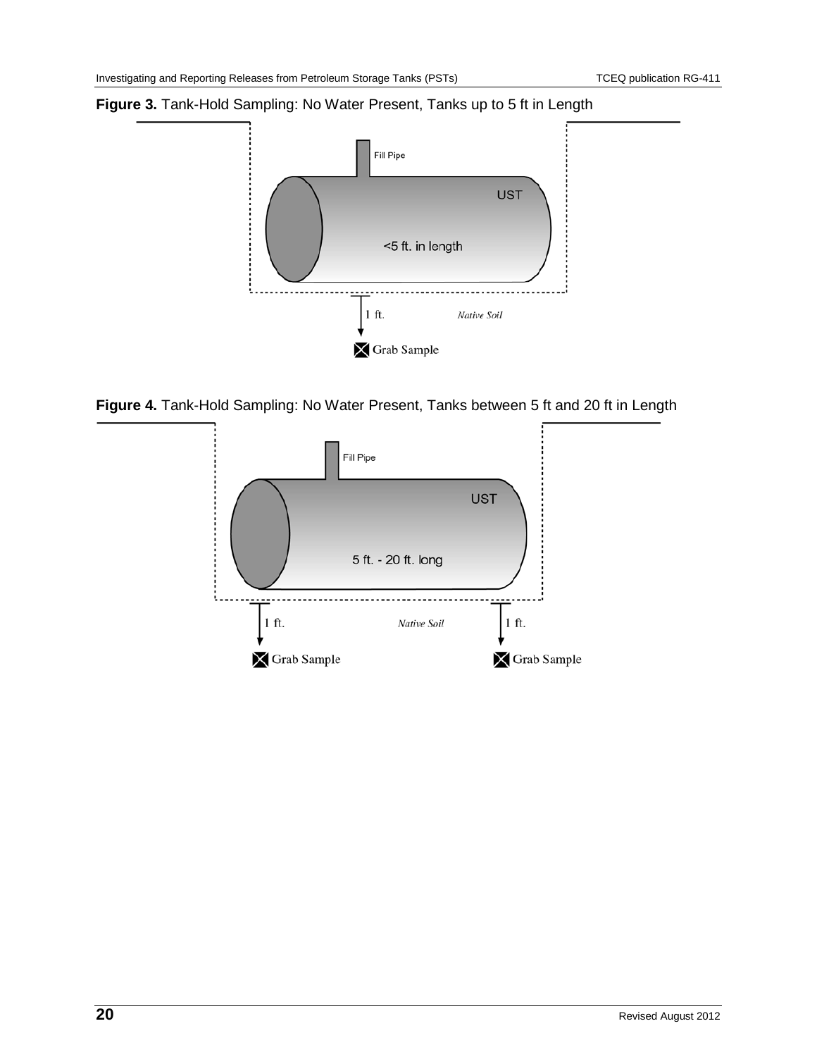**Figure 3.** Tank-Hold Sampling: No Water Present, Tanks up to 5 ft in Length

Fill Pipe

UST

<5 ft. in length

1 ft.

Native Soil

Grab Sample

**Figure 4.** Tank-Hold Sampling: No Water Present, Tanks between 5 ft and 20 ft in Length

Fill Pipe

UST

5 ft. - 20 ft. long

1 ft.

Native Soil

1 ft.

Grab Sample

Grab Sample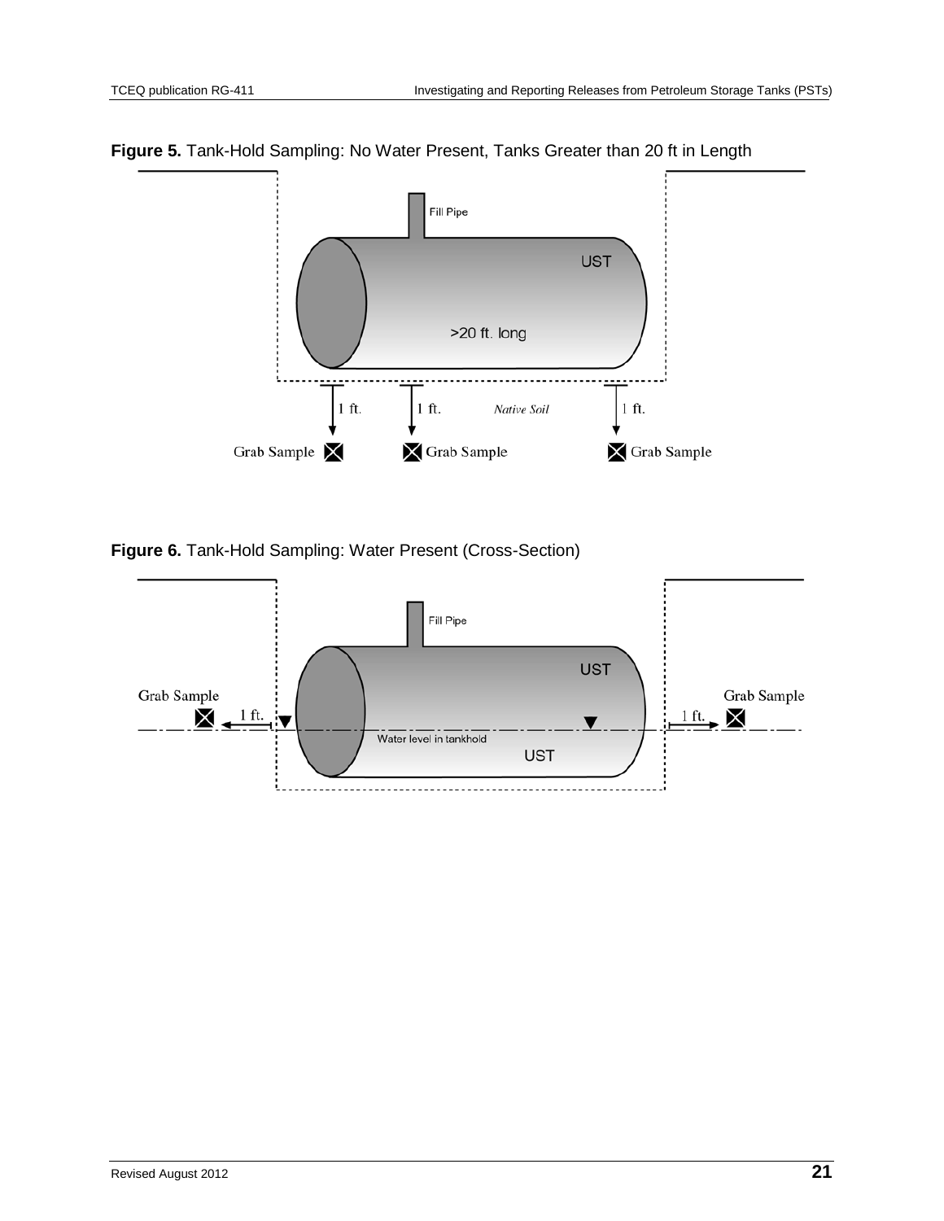**Figure 5.** Tank-Hold Sampling: No Water Present, Tanks Greater than 20 ft in Length

Fill Pipe

UST

>20 ft. long

1 ft. 1 ft. *Native Soil* 1 ft.

Grab Sample Grab Sample Grab Sample

**Figure 6.** Tank-Hold Sampling: Water Present (Cross-Section)

Fill Pipe

UST

Grab Sample 1 ft. 1 ft. Grab Sample

Water level in tankhold

UST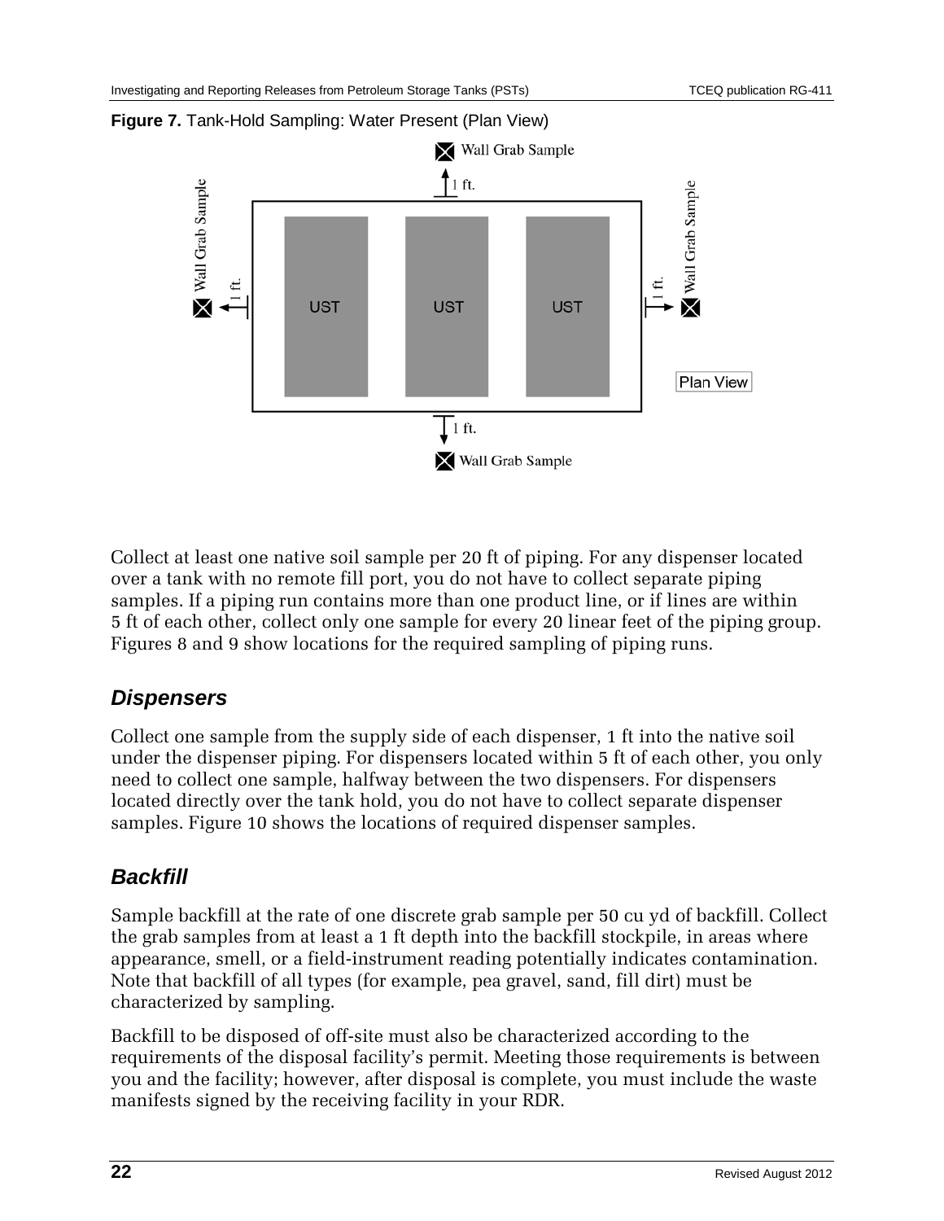**Figure 7.** Tank-Hold Sampling: Water Present (Plan View)

Collect at least one native soil sample per 20 ft of piping. For any dispenser located over a tank with no remote fill port, you do not have to collect separate piping samples. If a piping run contains more than one product line, or if lines are within 5 ft of each other, collect only one sample for every 20 linear feet of the piping group. Figures 8 and 9 show locations for the required sampling of piping runs.

### *Dispensers*

Collect one sample from the supply side of each dispenser, 1 ft into the native soil under the dispenser piping. For dispensers located within 5 ft of each other, you only need to collect one sample, halfway between the two dispensers. For dispensers located directly over the tank hold, you do not have to collect separate dispenser samples. Figure 10 shows the locations of required dispenser samples.

### *Backfill*

Sample backfill at the rate of one discrete grab sample per 50 cu yd of backfill. Collect the grab samples from at least a 1 ft depth into the backfill stockpile, in areas where appearance, smell, or a field-instrument reading potentially indicates contamination. Note that backfill of all types (for example, pea gravel, sand, fill dirt) must be characterized by sampling.

Backfill to be disposed of off-site must also be characterized according to the requirements of the disposal facility's permit. Meeting those requirements is between you and the facility; however, after disposal is complete, you must include the waste manifests signed by the receiving facility in your RDR.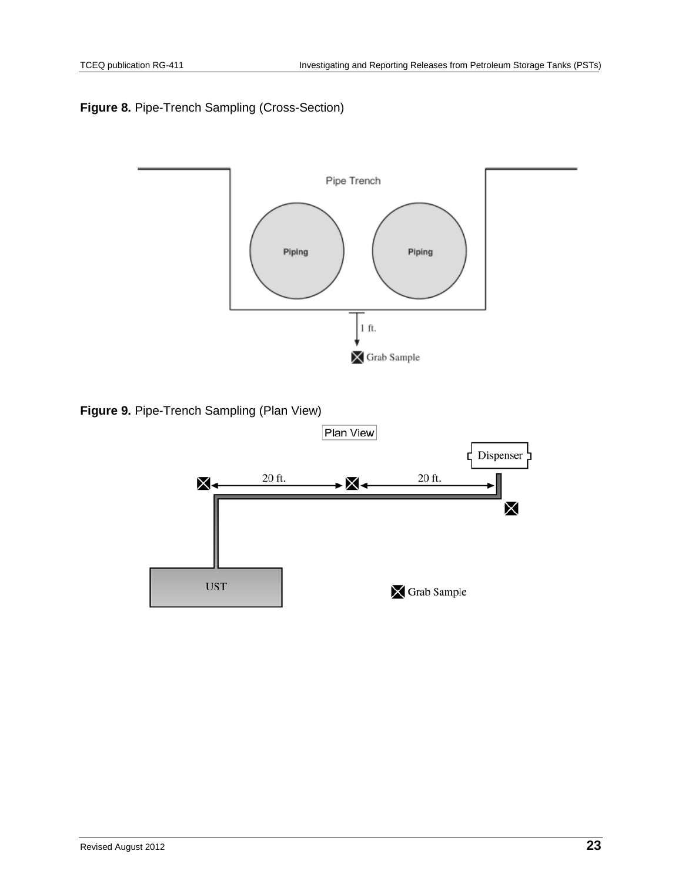**Figure 8.** Pipe-Trench Sampling (Cross-Section)

Pipe Trench

Piping

Piping

1 ft.

Grab Sample

**Figure 9.** Pipe-Trench Sampling (Plan View)

Plan View

Dispenser

20 ft.

20 ft.

UST

Grab Sample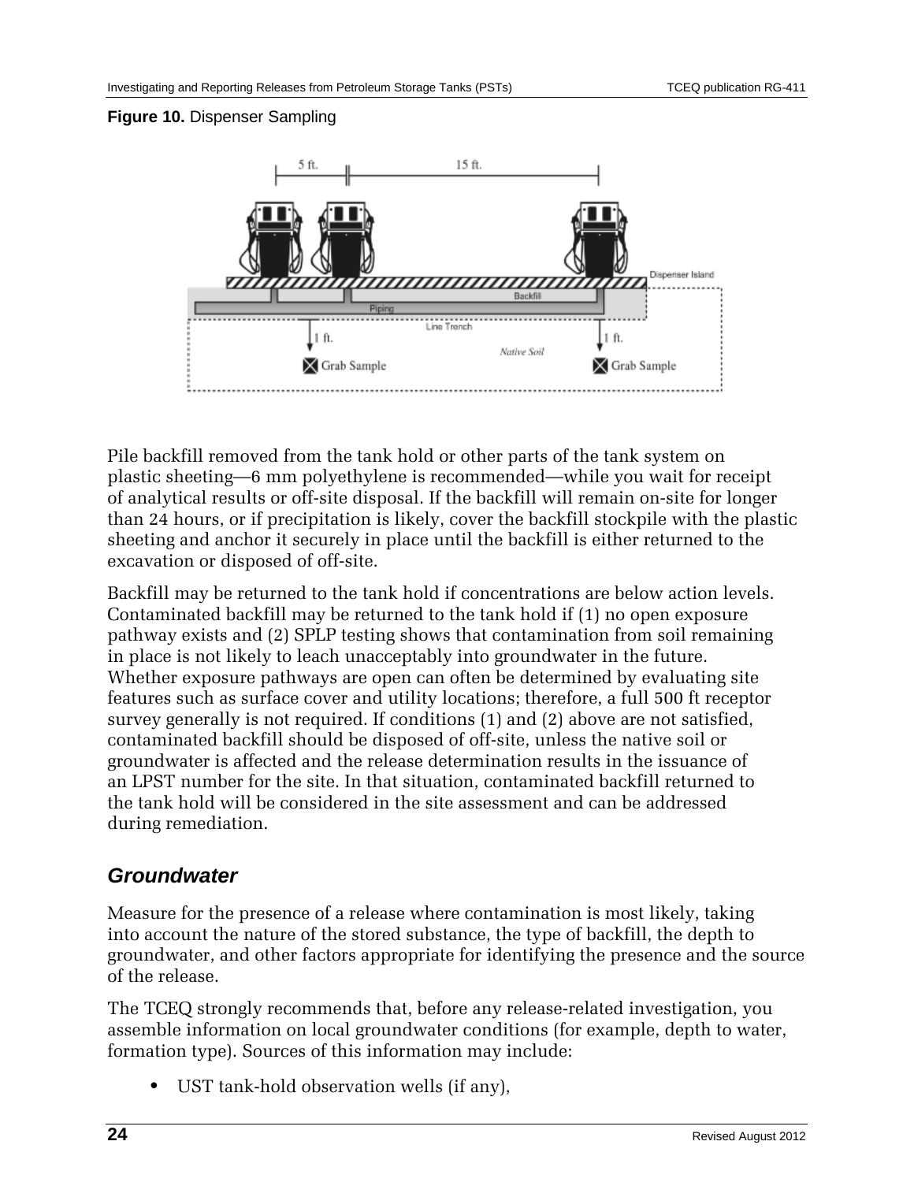**Figure 10.** Dispenser Sampling

Pile backfill removed from the tank hold or other parts of the tank system on plastic sheeting—6 mm polyethylene is recommended—while you wait for receipt of analytical results or off-site disposal. If the backfill will remain on-site for longer than 24 hours, or if precipitation is likely, cover the backfill stockpile with the plastic sheeting and anchor it securely in place until the backfill is either returned to the excavation or disposed of off-site.

Backfill may be returned to the tank hold if concentrations are below action levels. Contaminated backfill may be returned to the tank hold if (1) no open exposure pathway exists and (2) SPLP testing shows that contamination from soil remaining in place is not likely to leach unacceptably into groundwater in the future. Whether exposure pathways are open can often be determined by evaluating site features such as surface cover and utility locations; therefore, a full 500 ft receptor survey generally is not required. If conditions (1) and (2) above are not satisfied, contaminated backfill should be disposed of off-site, unless the native soil or groundwater is affected and the release determination results in the issuance of an LPST number for the site. In that situation, contaminated backfill returned to the tank hold will be considered in the site assessment and can be addressed during remediation.

## *Groundwater*

Measure for the presence of a release where contamination is most likely, taking into account the nature of the stored substance, the type of backfill, the depth to groundwater, and other factors appropriate for identifying the presence and the source of the release.

The TCEQ strongly recommends that, before any release-related investigation, you assemble information on local groundwater conditions (for example, depth to water, formation type). Sources of this information may include:

- UST tank-hold observation wells (if any),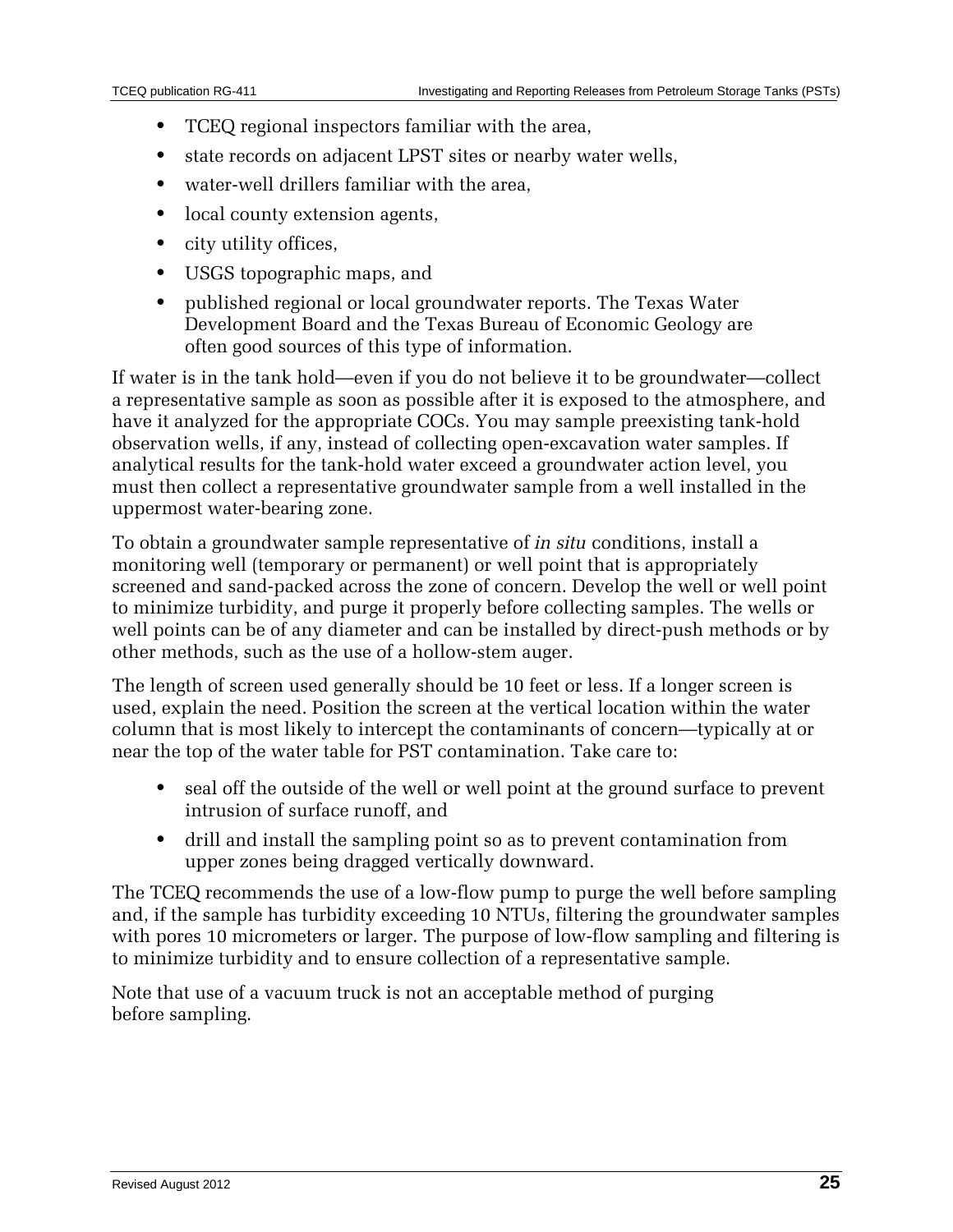- TCEQ regional inspectors familiar with the area,
- state records on adjacent LPST sites or nearby water wells,
- water-well drillers familiar with the area,
- local county extension agents,
- city utility offices,
- USGS topographic maps, and
- published regional or local groundwater reports. The Texas Water Development Board and the Texas Bureau of Economic Geology are often good sources of this type of information.

If water is in the tank hold—even if you do not believe it to be groundwater—collect a representative sample as soon as possible after it is exposed to the atmosphere, and have it analyzed for the appropriate COCs. You may sample preexisting tank-hold observation wells, if any, instead of collecting open-excavation water samples. If analytical results for the tank-hold water exceed a groundwater action level, you must then collect a representative groundwater sample from a well installed in the uppermost water-bearing zone.

To obtain a groundwater sample representative of *in situ* conditions, install a monitoring well (temporary or permanent) or well point that is appropriately screened and sand-packed across the zone of concern. Develop the well or well point to minimize turbidity, and purge it properly before collecting samples. The wells or well points can be of any diameter and can be installed by direct-push methods or by other methods, such as the use of a hollow-stem auger.

The length of screen used generally should be 10 feet or less. If a longer screen is used, explain the need. Position the screen at the vertical location within the water column that is most likely to intercept the contaminants of concern—typically at or near the top of the water table for PST contamination. Take care to:

- seal off the outside of the well or well point at the ground surface to prevent intrusion of surface runoff, and
- drill and install the sampling point so as to prevent contamination from upper zones being dragged vertically downward.

The TCEQ recommends the use of a low-flow pump to purge the well before sampling and, if the sample has turbidity exceeding 10 NTUs, filtering the groundwater samples with pores 10 micrometers or larger. The purpose of low-flow sampling and filtering is to minimize turbidity and to ensure collection of a representative sample.

Note that use of a vacuum truck is not an acceptable method of purging before sampling.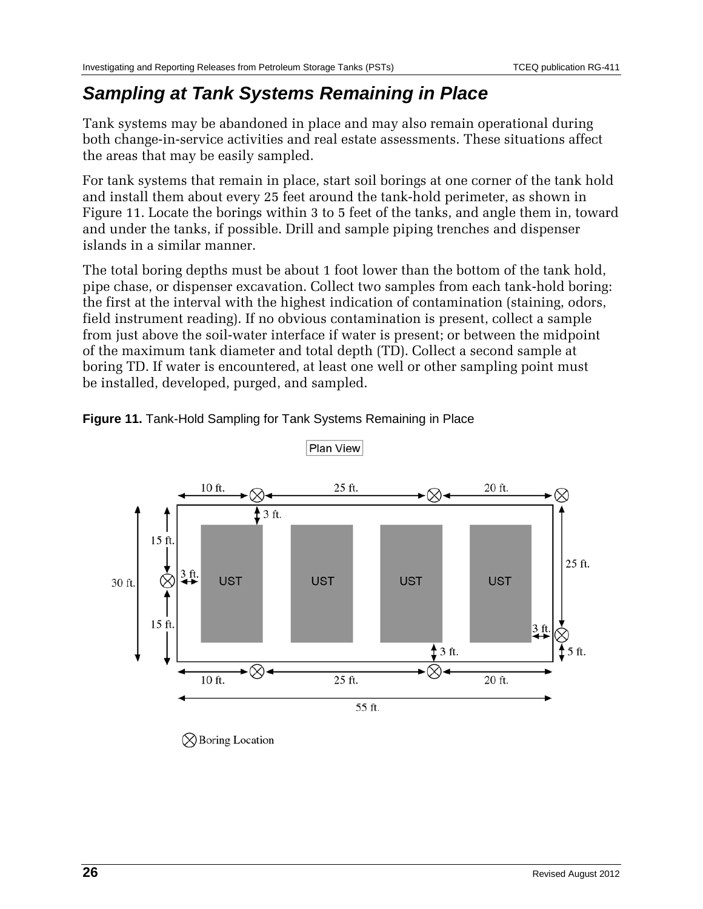## Sampling at Tank Systems Remaining in Place

Tank systems may be abandoned in place and may also remain operational during both change-in-service activities and real estate assessments. These situations affect the areas that may be easily sampled.

For tank systems that remain in place, start soil borings at one corner of the tank hold and install them about every 25 feet around the tank-hold perimeter, as shown in Figure 11. Locate the borings within 3 to 5 feet of the tanks, and angle them in, toward and under the tanks, if possible. Drill and sample piping trenches and dispenser islands in a similar manner.

The total boring depths must be about 1 foot lower than the bottom of the tank hold, pipe chase, or dispenser excavation. Collect two samples from each tank-hold boring: the first at the interval with the highest indication of contamination (staining, odors, field instrument reading). If no obvious contamination is present, collect a sample from just above the soil-water interface if water is present; or between the midpoint of the maximum tank diameter and total depth (TD). Collect a second sample at boring TD. If water is encountered, at least one well or other sampling point must be installed, developed, purged, and sampled.

**Figure 11.** Tank-Hold Sampling for Tank Systems Remaining in Place

Plan View

10 ft. 25 ft. 20 ft. 3 ft. 15 ft. 3 ft. 30 ft. UST UST UST UST 25 ft. 15 ft. 3 ft. 3 ft. 5 ft. 10 ft. 25 ft. 20 ft. 55 ft.

⊗ Boring Location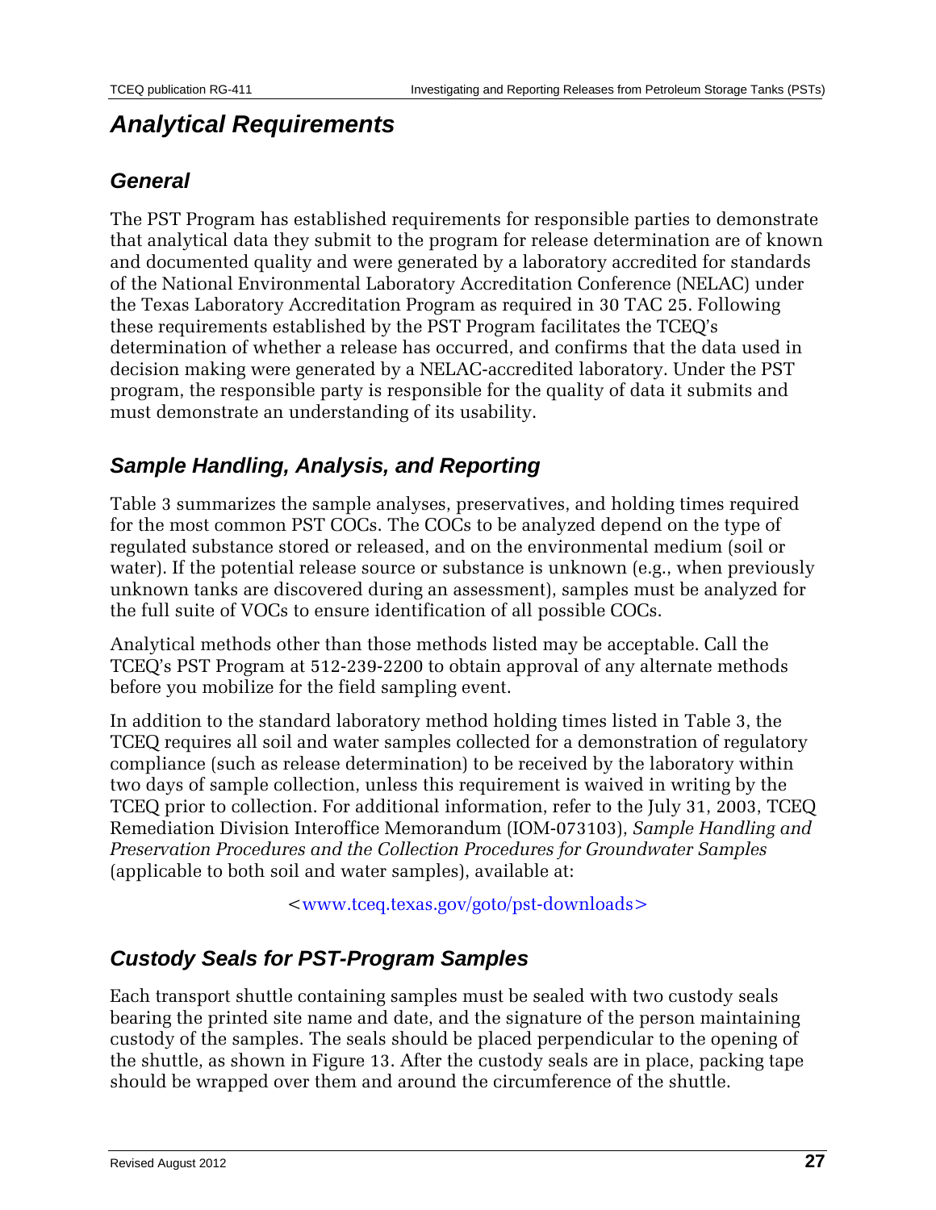# Analytical Requirements

## General

The PST Program has established requirements for responsible parties to demonstrate that analytical data they submit to the program for release determination are of known and documented quality and were generated by a laboratory accredited for standards of the National Environmental Laboratory Accreditation Conference (NELAC) under the Texas Laboratory Accreditation Program as required in 30 TAC 25. Following these requirements established by the PST Program facilitates the TCEQ's determination of whether a release has occurred, and confirms that the data used in decision making were generated by a NELAC-accredited laboratory. Under the PST program, the responsible party is responsible for the quality of data it submits and must demonstrate an understanding of its usability.

## Sample Handling, Analysis, and Reporting

Table 3 summarizes the sample analyses, preservatives, and holding times required for the most common PST COCs. The COCs to be analyzed depend on the type of regulated substance stored or released, and on the environmental medium (soil or water). If the potential release source or substance is unknown (e.g., when previously unknown tanks are discovered during an assessment), samples must be analyzed for the full suite of VOCs to ensure identification of all possible COCs.

Analytical methods other than those methods listed may be acceptable. Call the TCEQ's PST Program at 512-239-2200 to obtain approval of any alternate methods before you mobilize for the field sampling event.

In addition to the standard laboratory method holding times listed in Table 3, the TCEQ requires all soil and water samples collected for a demonstration of regulatory compliance (such as release determination) to be received by the laboratory within two days of sample collection, unless this requirement is waived in writing by the TCEQ prior to collection. For additional information, refer to the July 31, 2003, TCEQ Remediation Division Interoffice Memorandum (IOM-073103), *Sample Handling and Preservation Procedures and the Collection Procedures for Groundwater Samples* (applicable to both soil and water samples), available at:

<www.tceq.texas.gov/goto/pst-downloads>

## Custody Seals for PST-Program Samples

Each transport shuttle containing samples must be sealed with two custody seals bearing the printed site name and date, and the signature of the person maintaining custody of the samples. The seals should be placed perpendicular to the opening of the shuttle, as shown in Figure 13. After the custody seals are in place, packing tape should be wrapped over them and around the circumference of the shuttle.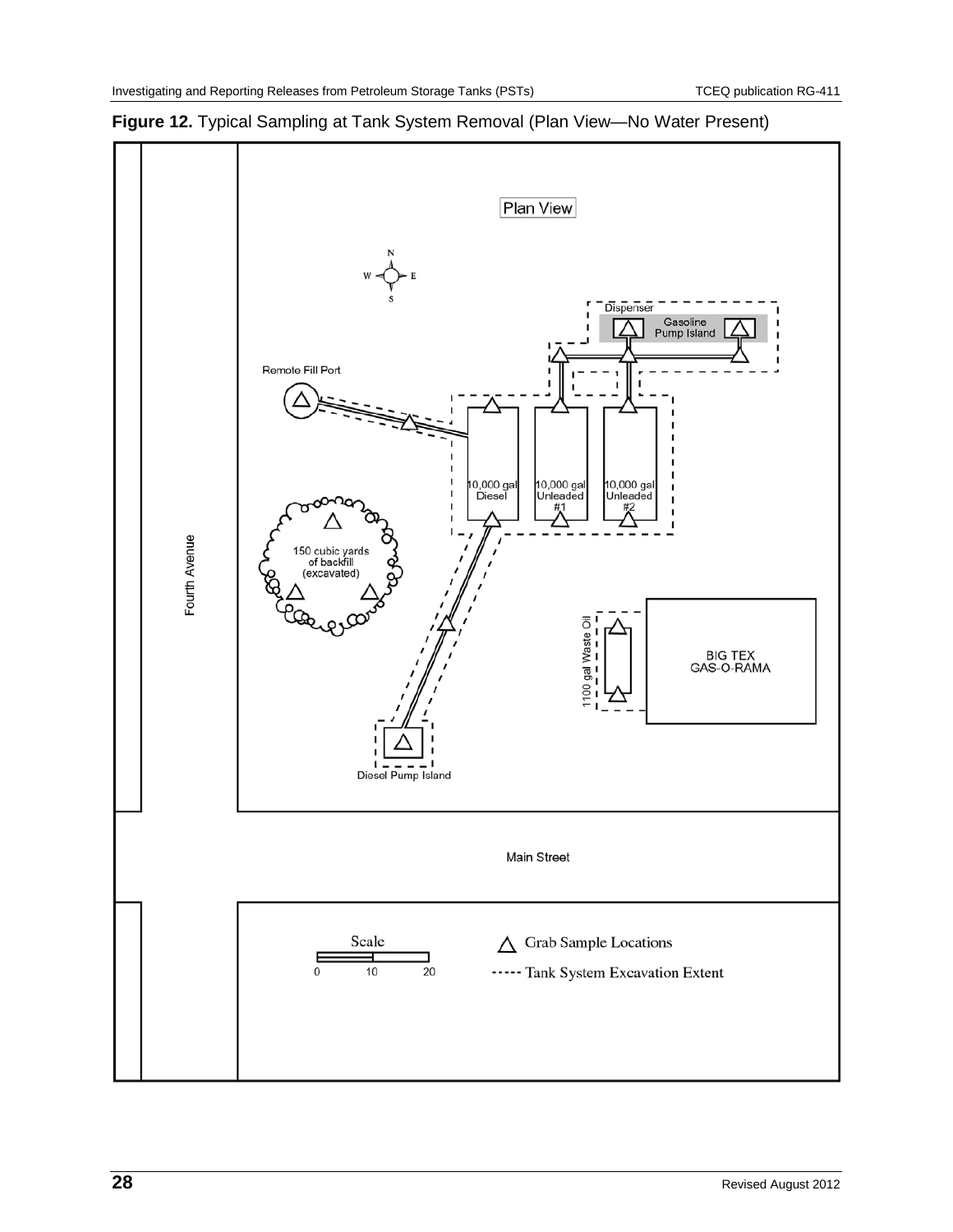**Figure 12.** Typical Sampling at Tank System Removal (Plan View—No Water Present)

Plan View

Remote Fill Port

Dispenser

Gasoline Pump Island

10,000 gal Diesel

10,000 gal Unleaded #1

10,000 gal Unleaded #2

150 cubic yards of backfill (excavated)

Fourth Avenue

1100 gal Waste Oil

BIG TEX GAS-O-RAMA

Diesel Pump Island

Main Street

Scale

0 10 20

△ Grab Sample Locations

----- Tank System Excavation Extent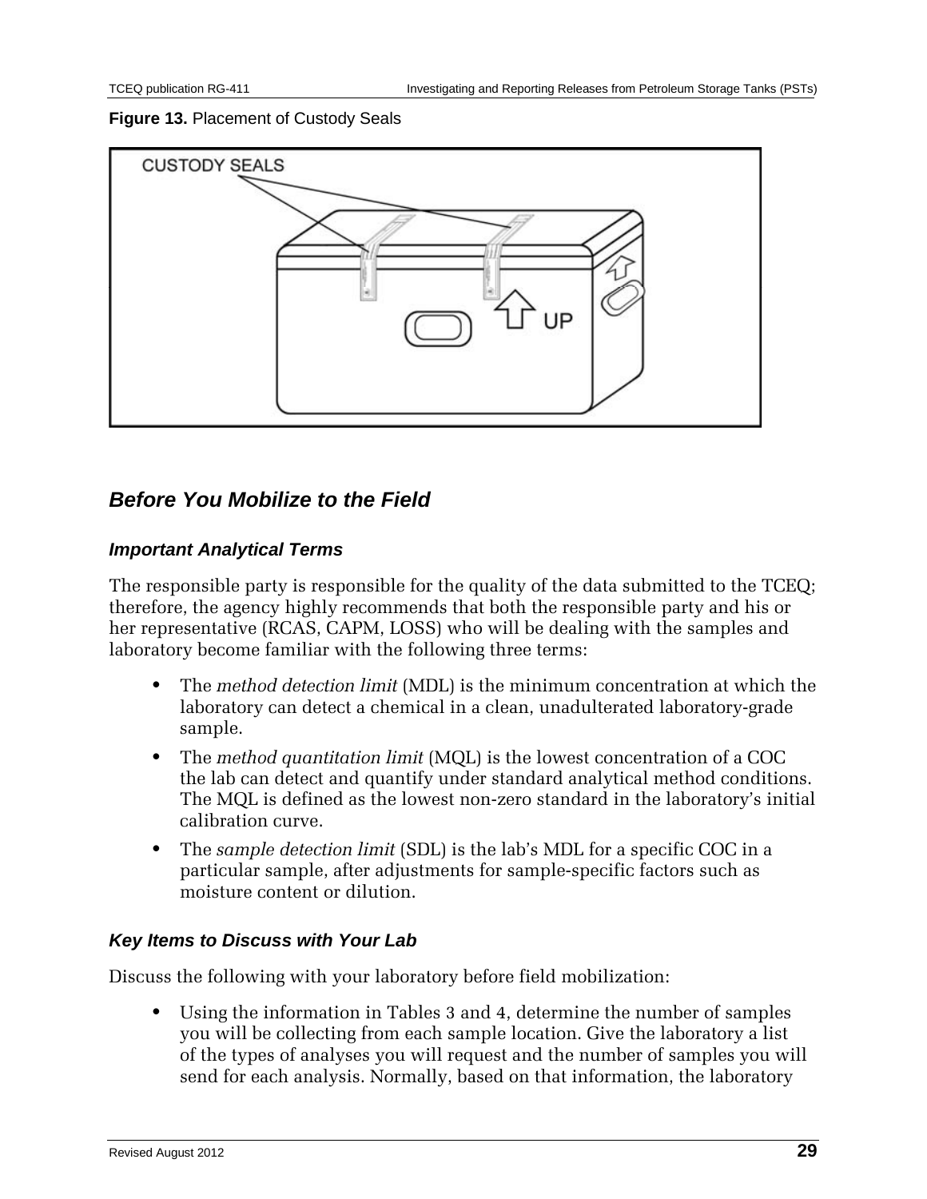**Figure 13.** Placement of Custody Seals

## *Before You Mobilize to the Field*

### *Important Analytical Terms*

The responsible party is responsible for the quality of the data submitted to the TCEQ; therefore, the agency highly recommends that both the responsible party and his or her representative (RCAS, CAPM, LOSS) who will be dealing with the samples and laboratory become familiar with the following three terms:

- The *method detection limit* (MDL) is the minimum concentration at which the laboratory can detect a chemical in a clean, unadulterated laboratory-grade sample.
- The *method quantitation limit* (MQL) is the lowest concentration of a COC the lab can detect and quantify under standard analytical method conditions. The MQL is defined as the lowest non-zero standard in the laboratory's initial calibration curve.
- The *sample detection limit* (SDL) is the lab's MDL for a specific COC in a particular sample, after adjustments for sample-specific factors such as moisture content or dilution.

### *Key Items to Discuss with Your Lab*

Discuss the following with your laboratory before field mobilization:

- Using the information in Tables 3 and 4, determine the number of samples you will be collecting from each sample location. Give the laboratory a list of the types of analyses you will request and the number of samples you will send for each analysis. Normally, based on that information, the laboratory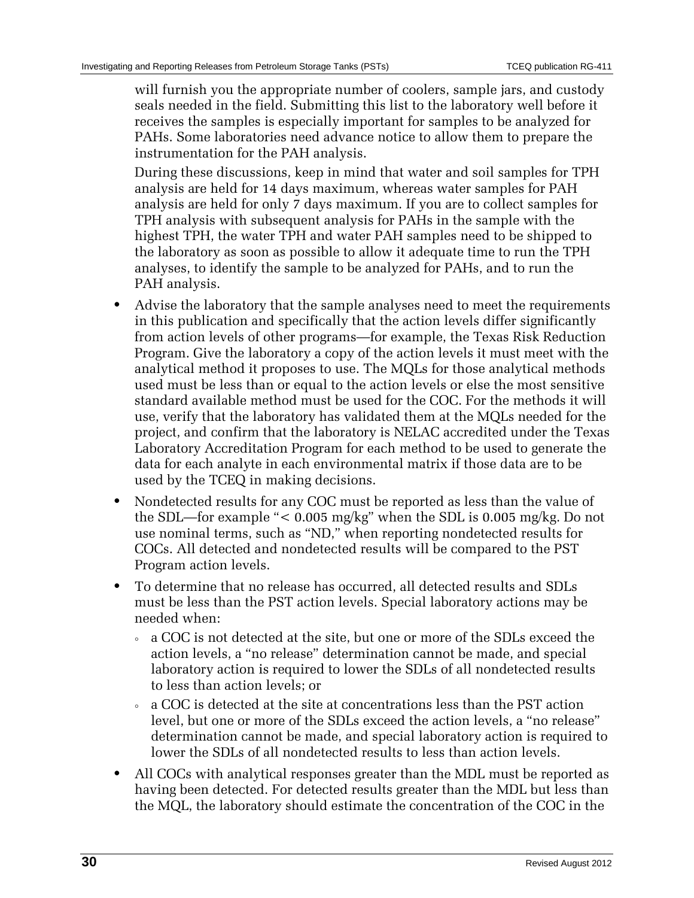will furnish you the appropriate number of coolers, sample jars, and custody seals needed in the field. Submitting this list to the laboratory well before it receives the samples is especially important for samples to be analyzed for PAHs. Some laboratories need advance notice to allow them to prepare the instrumentation for the PAH analysis.

During these discussions, keep in mind that water and soil samples for TPH analysis are held for 14 days maximum, whereas water samples for PAH analysis are held for only 7 days maximum. If you are to collect samples for TPH analysis with subsequent analysis for PAHs in the sample with the highest TPH, the water TPH and water PAH samples need to be shipped to the laboratory as soon as possible to allow it adequate time to run the TPH analyses, to identify the sample to be analyzed for PAHs, and to run the PAH analysis.

- Advise the laboratory that the sample analyses need to meet the requirements in this publication and specifically that the action levels differ significantly from action levels of other programs—for example, the Texas Risk Reduction Program. Give the laboratory a copy of the action levels it must meet with the analytical method it proposes to use. The MQLs for those analytical methods used must be less than or equal to the action levels or else the most sensitive standard available method must be used for the COC. For the methods it will use, verify that the laboratory has validated them at the MQLs needed for the project, and confirm that the laboratory is NELAC accredited under the Texas Laboratory Accreditation Program for each method to be used to generate the data for each analyte in each environmental matrix if those data are to be used by the TCEQ in making decisions.
- Nondetected results for any COC must be reported as less than the value of the SDL—for example "< 0.005 mg/kg" when the SDL is 0.005 mg/kg. Do not use nominal terms, such as "ND," when reporting nondetected results for COCs. All detected and nondetected results will be compared to the PST Program action levels.
- To determine that no release has occurred, all detected results and SDLs must be less than the PST action levels. Special laboratory actions may be needed when:
    - a COC is not detected at the site, but one or more of the SDLs exceed the action levels, a "no release" determination cannot be made, and special laboratory action is required to lower the SDLs of all nondetected results to less than action levels; or
    - a COC is detected at the site at concentrations less than the PST action level, but one or more of the SDLs exceed the action levels, a "no release" determination cannot be made, and special laboratory action is required to lower the SDLs of all nondetected results to less than action levels.
- All COCs with analytical responses greater than the MDL must be reported as having been detected. For detected results greater than the MDL but less than the MQL, the laboratory should estimate the concentration of the COC in the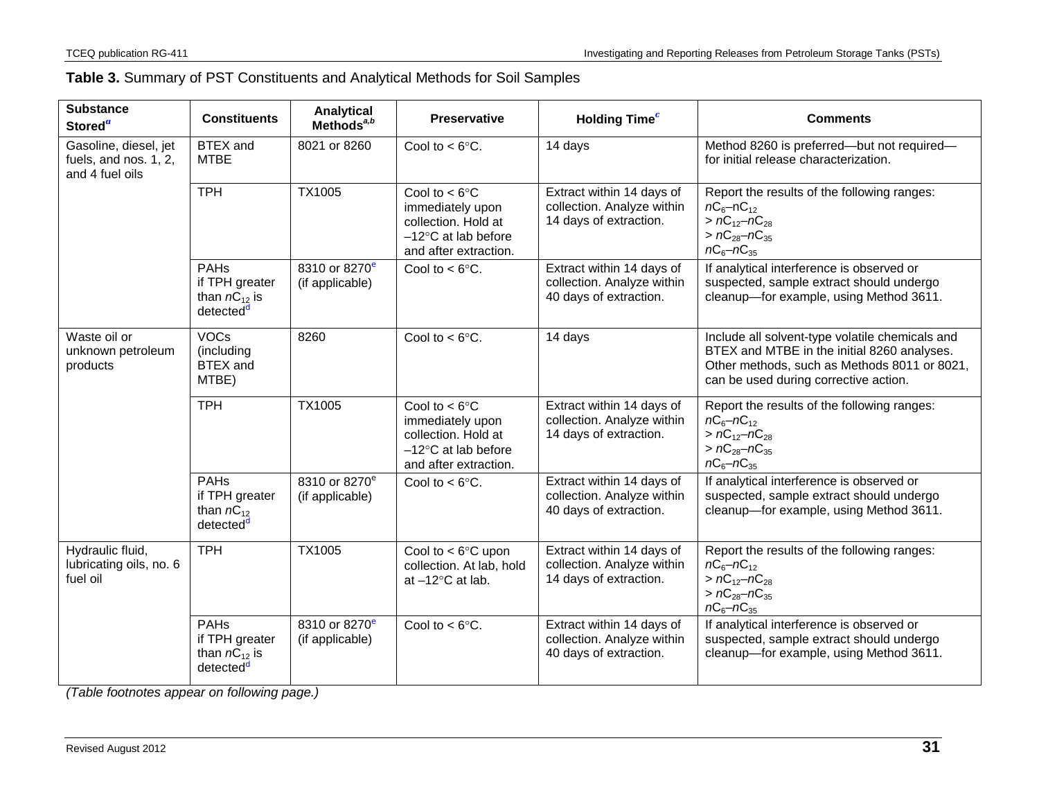**Table 3.** Summary of PST Constituents and Analytical Methods for Soil Samples

| Substance Stored[a] | Constituents | Analytical Methods[a,b] | Preservative | Holding Time[c] | Comments |
|---|---|---|---|---|---|
| Gasoline, diesel, jet fuels, and nos. 1, 2, and 4 fuel oils | BTEX and MTBE | 8021 or 8260 | Cool to < 6°C. | 14 days | Method 8260 is preferred—but not required—for initial release characterization. |
| | TPH | TX1005 | Cool to < 6°C immediately upon collection. Hold at –12°C at lab before and after extraction. | Extract within 14 days of collection. Analyze within 14 days of extraction. | Report the results of the following ranges: $nC_6$–$nC_{12}$<br>> $nC_{12}$–$nC_{28}$<br>> $nC_{28}$–$nC_{35}$<br>$nC_6$–$nC_{35}$ |
| | PAHs if TPH greater than $nC_{12}$ is detected[d] | 8310 or 8270[e] (if applicable) | Cool to < 6°C. | Extract within 14 days of collection. Analyze within 40 days of extraction. | If analytical interference is observed or suspected, sample extract should undergo cleanup—for example, using Method 3611. |
| Waste oil or unknown petroleum products | VOCs (including BTEX and MTBE) | 8260 | Cool to < 6°C. | 14 days | Include all solvent-type volatile chemicals and BTEX and MTBE in the initial 8260 analyses. Other methods, such as Methods 8011 or 8021, can be used during corrective action. |
| | TPH | TX1005 | Cool to < 6°C immediately upon collection. Hold at –12°C at lab before and after extraction. | Extract within 14 days of collection. Analyze within 14 days of extraction. | Report the results of the following ranges: $nC_6$–$nC_{12}$<br>> $nC_{12}$–$nC_{28}$<br>> $nC_{28}$–$nC_{35}$<br>$nC_6$–$nC_{35}$ |
| | PAHs if TPH greater than $nC_{12}$ detected[d] | 8310 or 8270[e] (if applicable) | Cool to < 6°C. | Extract within 14 days of collection. Analyze within 40 days of extraction. | If analytical interference is observed or suspected, sample extract should undergo cleanup—for example, using Method 3611. |
| Hydraulic fluid, lubricating oils, no. 6 fuel oil | TPH | TX1005 | Cool to < 6°C upon collection. At lab, hold at –12°C at lab. | Extract within 14 days of collection. Analyze within 14 days of extraction. | Report the results of the following ranges: $nC_6$–$nC_{12}$<br>> $nC_{12}$–$nC_{28}$<br>> $nC_{28}$–$nC_{35}$<br>$nC_6$–$nC_{35}$ |
| | PAHs if TPH greater than $nC_{12}$ is detected[d] | 8310 or 8270[e] (if applicable) | Cool to < 6°C. | Extract within 14 days of collection. Analyze within 40 days of extraction. | If analytical interference is observed or suspected, sample extract should undergo cleanup—for example, using Method 3611. |

*(Table footnotes appear on following page.)*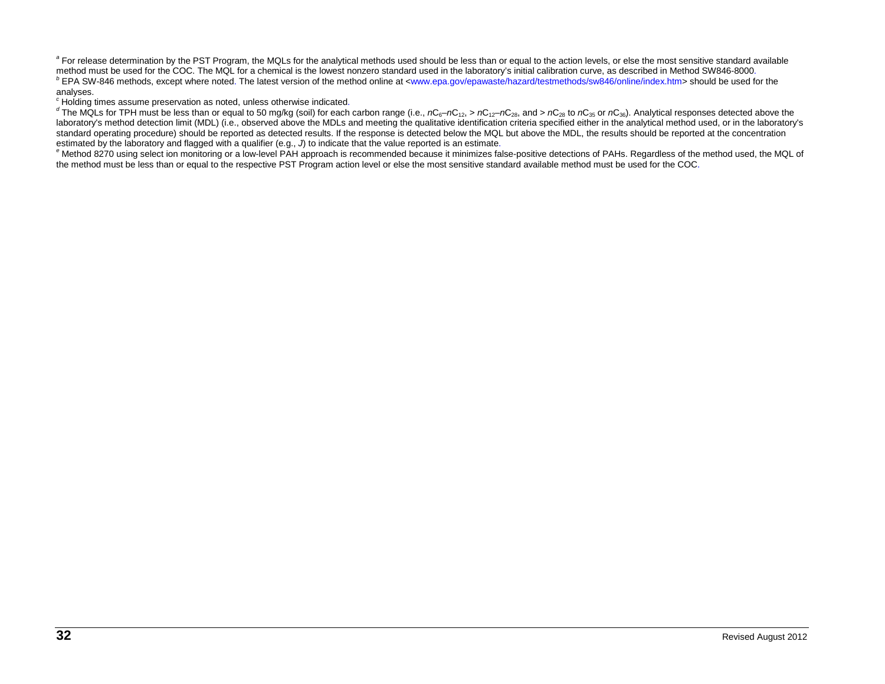[a] For release determination by the PST Program, the MQLs for the analytical methods used should be less than or equal to the action levels, or else the most sensitive standard available method must be used for the COC. The MQL for a chemical is the lowest nonzero standard used in the laboratory's initial calibration curve, as described in Method SW846-8000.

[b] EPA SW-846 methods, except where noted. The latest version of the method online at <www.epa.gov/epawaste/hazard/testmethods/sw846/online/index.htm> should be used for the analyses.

[c] Holding times assume preservation as noted, unless otherwise indicated.

[d] The MQLs for TPH must be less than or equal to 50 mg/kg (soil) for each carbon range (i.e., $nC_6$–$nC_{12}$, > $nC_{12}$–$nC_{28}$, and > $nC_{28}$ to $nC_{35}$ or $nC_{36}$). Analytical responses detected above the laboratory's method detection limit (MDL) (i.e., observed above the MDLs and meeting the qualitative identification criteria specified either in the analytical method used, or in the laboratory's standard operating procedure) should be reported as detected results. If the response is detected below the MQL but above the MDL, the results should be reported at the concentration estimated by the laboratory and flagged with a qualifier (e.g., *J*) to indicate that the value reported is an estimate.

[e] Method 8270 using select ion monitoring or a low-level PAH approach is recommended because it minimizes false-positive detections of PAHs. Regardless of the method used, the MQL of the method must be less than or equal to the respective PST Program action level or else the most sensitive standard available method must be used for the COC.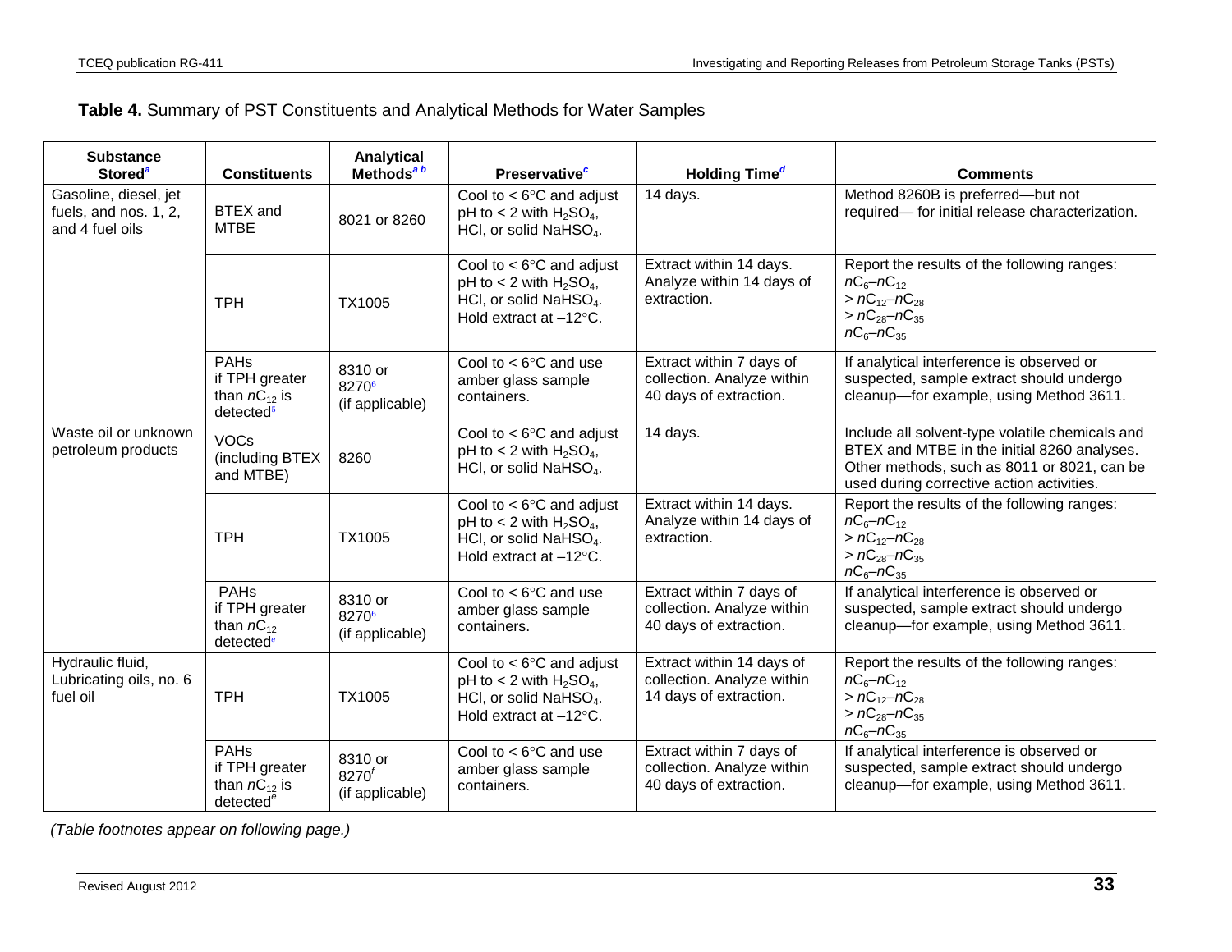**Table 4.** Summary of PST Constituents and Analytical Methods for Water Samples

| Substance Stored[a] | Constituents | Analytical Methods[a b] | Preservative[c] | Holding Time[d] | Comments |
|---|---|---|---|---|---|
| Gasoline, diesel, jet fuels, and nos. 1, 2, and 4 fuel oils | BTEX and MTBE | 8021 or 8260 | Cool to < 6°C and adjust pH to < 2 with $H_2SO_4$, HCl, or solid $NaHSO_4$. | 14 days. | Method 8260B is preferred—but not required— for initial release characterization. |
| | TPH | TX1005 | Cool to < 6°C and adjust pH to < 2 with $H_2SO_4$, HCl, or solid $NaHSO_4$. Hold extract at –12°C. | Extract within 14 days. Analyze within 14 days of extraction. | Report the results of the following ranges: $nC_6$–$nC_{12}$ > $nC_{12}$–$nC_{28}$ > $nC_{28}$–$nC_{35}$ $nC_6$–$nC_{35}$ |
| | PAHs if TPH greater than $nC_{12}$ is detected[5] | 8310 or 8270[6] (if applicable) | Cool to < 6°C and use amber glass sample containers. | Extract within 7 days of collection. Analyze within 40 days of extraction. | If analytical interference is observed or suspected, sample extract should undergo cleanup—for example, using Method 3611. |
| Waste oil or unknown petroleum products | VOCs (including BTEX and MTBE) | 8260 | Cool to < 6°C and adjust pH to < 2 with $H_2SO_4$, HCl, or solid $NaHSO_4$. | 14 days. | Include all solvent-type volatile chemicals and BTEX and MTBE in the initial 8260 analyses. Other methods, such as 8011 or 8021, can be used during corrective action activities. |
| | TPH | TX1005 | Cool to < 6°C and adjust pH to < 2 with $H_2SO_4$, HCl, or solid $NaHSO_4$. Hold extract at –12°C. | Extract within 14 days. Analyze within 14 days of extraction. | Report the results of the following ranges: $nC_6$–$nC_{12}$ > $nC_{12}$–$nC_{28}$ > $nC_{28}$–$nC_{35}$ $nC_6$–$nC_{35}$ |
| | PAHs if TPH greater than $nC_{12}$ detected[e] | 8310 or 8270[6] (if applicable) | Cool to < 6°C and use amber glass sample containers. | Extract within 7 days of collection. Analyze within 40 days of extraction. | If analytical interference is observed or suspected, sample extract should undergo cleanup—for example, using Method 3611. |
| Hydraulic fluid, Lubricating oils, no. 6 fuel oil | TPH | TX1005 | Cool to < 6°C and adjust pH to < 2 with $H_2SO_4$, HCl, or solid $NaHSO_4$. Hold extract at –12°C. | Extract within 14 days of collection. Analyze within 14 days of extraction. | Report the results of the following ranges: $nC_6$–$nC_{12}$ > $nC_{12}$–$nC_{28}$ > $nC_{28}$–$nC_{35}$ $nC_6$–$nC_{35}$ |
| | PAHs if TPH greater than $nC_{12}$ is detected[e] | 8310 or 8270[f] (if applicable) | Cool to < 6°C and use amber glass sample containers. | Extract within 7 days of collection. Analyze within 40 days of extraction. | If analytical interference is observed or suspected, sample extract should undergo cleanup—for example, using Method 3611. |

*(Table footnotes appear on following page.)*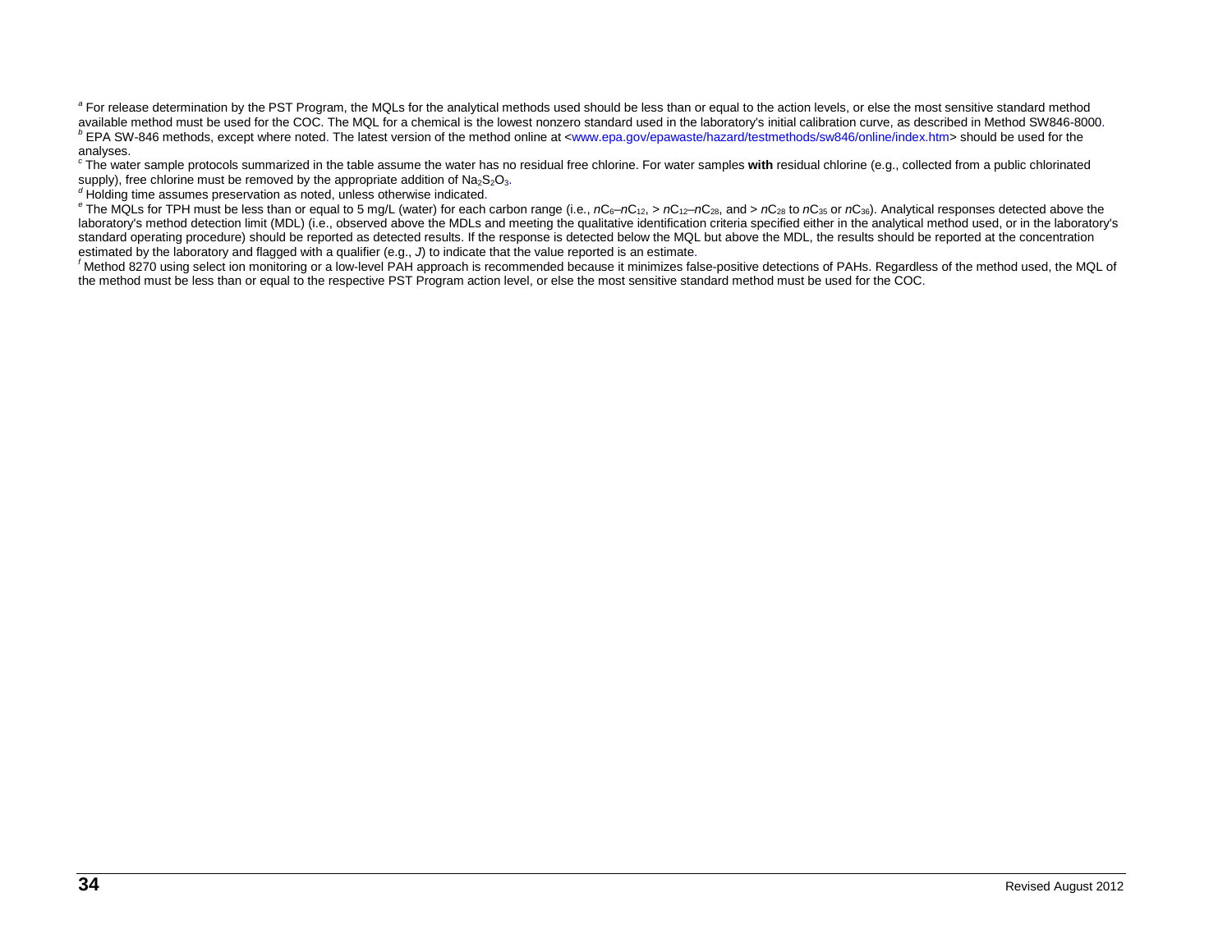[a] For release determination by the PST Program, the MQLs for the analytical methods used should be less than or equal to the action levels, or else the most sensitive standard method available method must be used for the COC. The MQL for a chemical is the lowest nonzero standard used in the laboratory's initial calibration curve, as described in Method SW846-8000.

[b] EPA SW-846 methods, except where noted. The latest version of the method online at <www.epa.gov/epawaste/hazard/testmethods/sw846/online/index.htm> should be used for the analyses.

[c] The water sample protocols summarized in the table assume the water has no residual free chlorine. For water samples **with** residual chlorine (e.g., collected from a public chlorinated supply), free chlorine must be removed by the appropriate addition of $Na_2S_2O_3$.

[d] Holding time assumes preservation as noted, unless otherwise indicated.

[e] The MQLs for TPH must be less than or equal to 5 mg/L (water) for each carbon range (i.e., $nC_6$–$nC_{12}$, > $nC_{12}$–$nC_{28}$, and > $nC_{28}$ to $nC_{35}$ or $nC_{36}$). Analytical responses detected above the laboratory's method detection limit (MDL) (i.e., observed above the MDLs and meeting the qualitative identification criteria specified either in the analytical method used, or in the laboratory's standard operating procedure) should be reported as detected results. If the response is detected below the MQL but above the MDL, the results should be reported at the concentration estimated by the laboratory and flagged with a qualifier (e.g., *J*) to indicate that the value reported is an estimate.

[f] Method 8270 using select ion monitoring or a low-level PAH approach is recommended because it minimizes false-positive detections of PAHs. Regardless of the method used, the MQL of the method must be less than or equal to the respective PST Program action level, or else the most sensitive standard method must be used for the COC.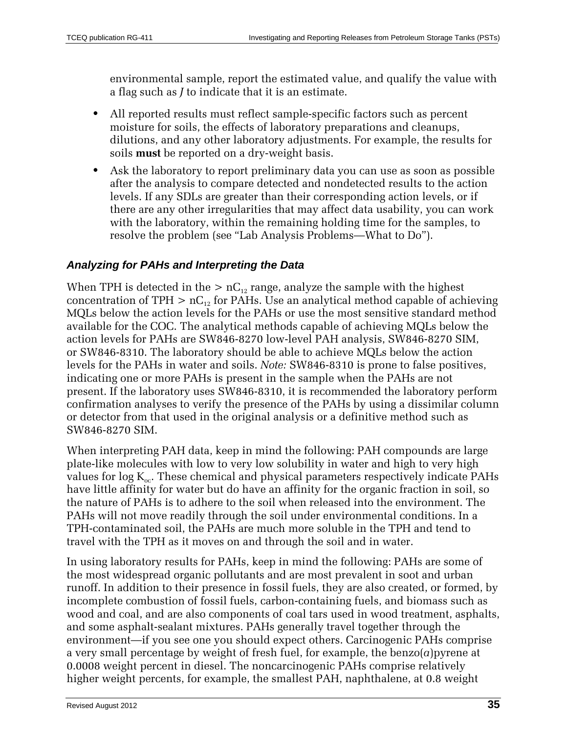environmental sample, report the estimated value, and qualify the value with a flag such as *J* to indicate that it is an estimate.

- All reported results must reflect sample-specific factors such as percent moisture for soils, the effects of laboratory preparations and cleanups, dilutions, and any other laboratory adjustments. For example, the results for soils **must** be reported on a dry-weight basis.
- Ask the laboratory to report preliminary data you can use as soon as possible after the analysis to compare detected and nondetected results to the action levels. If any SDLs are greater than their corresponding action levels, or if there are any other irregularities that may affect data usability, you can work with the laboratory, within the remaining holding time for the samples, to resolve the problem (see "Lab Analysis Problems—What to Do").

### *Analyzing for PAHs and Interpreting the Data*

When TPH is detected in the > $nC_{12}$ range, analyze the sample with the highest concentration of TPH > $nC_{12}$ for PAHs. Use an analytical method capable of achieving MQLs below the action levels for the PAHs or use the most sensitive standard method available for the COC. The analytical methods capable of achieving MQLs below the action levels for PAHs are SW846-8270 low-level PAH analysis, SW846-8270 SIM, or SW846-8310. The laboratory should be able to achieve MQLs below the action levels for the PAHs in water and soils. *Note:* SW846-8310 is prone to false positives, indicating one or more PAHs is present in the sample when the PAHs are not present. If the laboratory uses SW846-8310, it is recommended the laboratory perform confirmation analyses to verify the presence of the PAHs by using a dissimilar column or detector from that used in the original analysis or a definitive method such as SW846-8270 SIM.

When interpreting PAH data, keep in mind the following: PAH compounds are large plate-like molecules with low to very low solubility in water and high to very high values for log $K_{oc}$. These chemical and physical parameters respectively indicate PAHs have little affinity for water but do have an affinity for the organic fraction in soil, so the nature of PAHs is to adhere to the soil when released into the environment. The PAHs will not move readily through the soil under environmental conditions. In a TPH-contaminated soil, the PAHs are much more soluble in the TPH and tend to travel with the TPH as it moves on and through the soil and in water.

In using laboratory results for PAHs, keep in mind the following: PAHs are some of the most widespread organic pollutants and are most prevalent in soot and urban runoff. In addition to their presence in fossil fuels, they are also created, or formed, by incomplete combustion of fossil fuels, carbon-containing fuels, and biomass such as wood and coal, and are also components of coal tars used in wood treatment, asphalts, and some asphalt-sealant mixtures. PAHs generally travel together through the environment—if you see one you should expect others. Carcinogenic PAHs comprise a very small percentage by weight of fresh fuel, for example, the benzo(*a*)pyrene at 0.0008 weight percent in diesel. The noncarcinogenic PAHs comprise relatively higher weight percents, for example, the smallest PAH, naphthalene, at 0.8 weight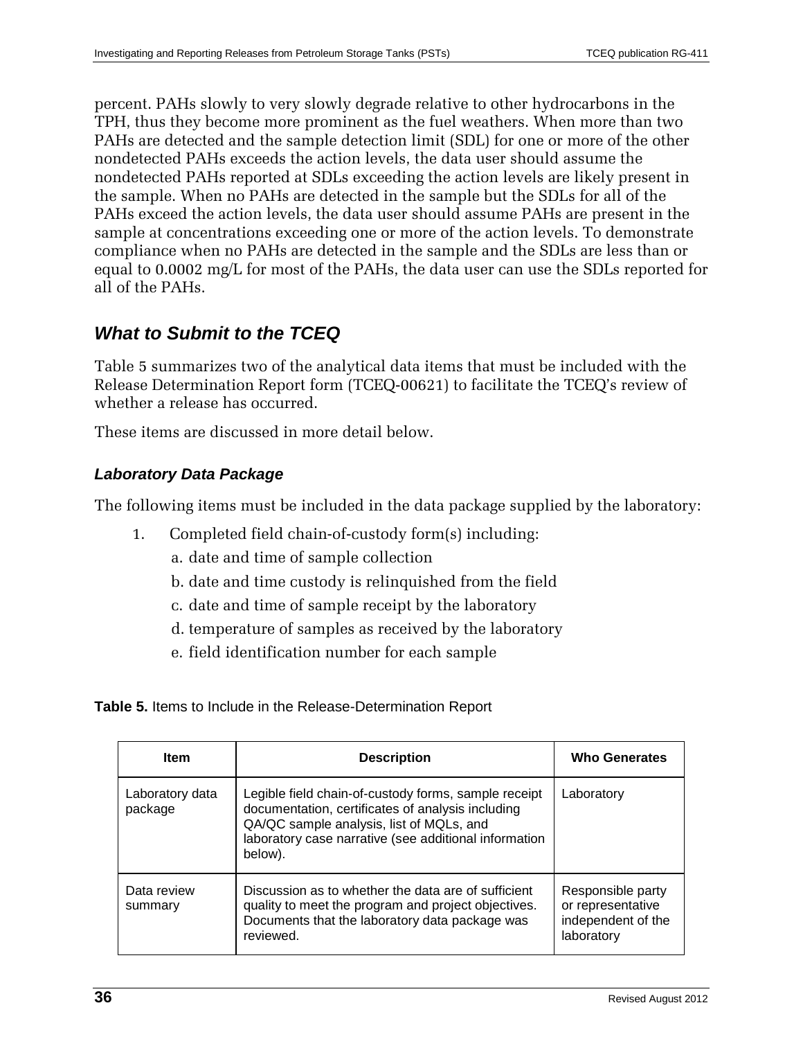percent. PAHs slowly to very slowly degrade relative to other hydrocarbons in the TPH, thus they become more prominent as the fuel weathers. When more than two PAHs are detected and the sample detection limit (SDL) for one or more of the other nondetected PAHs exceeds the action levels, the data user should assume the nondetected PAHs reported at SDLs exceeding the action levels are likely present in the sample. When no PAHs are detected in the sample but the SDLs for all of the PAHs exceed the action levels, the data user should assume PAHs are present in the sample at concentrations exceeding one or more of the action levels. To demonstrate compliance when no PAHs are detected in the sample and the SDLs are less than or equal to 0.0002 mg/L for most of the PAHs, the data user can use the SDLs reported for all of the PAHs.

## *What to Submit to the TCEQ*

Table 5 summarizes two of the analytical data items that must be included with the Release Determination Report form (TCEQ-00621) to facilitate the TCEQ's review of whether a release has occurred.

These items are discussed in more detail below.

### *Laboratory Data Package*

The following items must be included in the data package supplied by the laboratory:

1. Completed field chain-of-custody form(s) including:
   a. date and time of sample collection
   b. date and time custody is relinquished from the field
   c. date and time of sample receipt by the laboratory
   d. temperature of samples as received by the laboratory
   e. field identification number for each sample

**Table 5.** Items to Include in the Release-Determination Report

| Item | Description | Who Generates |
| --- | --- | --- |
| Laboratory data package | Legible field chain-of-custody forms, sample receipt documentation, certificates of analysis including QA/QC sample analysis, list of MQLs, and laboratory case narrative (see additional information below). | Laboratory |
| Data review summary | Discussion as to whether the data are of sufficient quality to meet the program and project objectives. Documents that the laboratory data package was reviewed. | Responsible party or representative independent of the laboratory |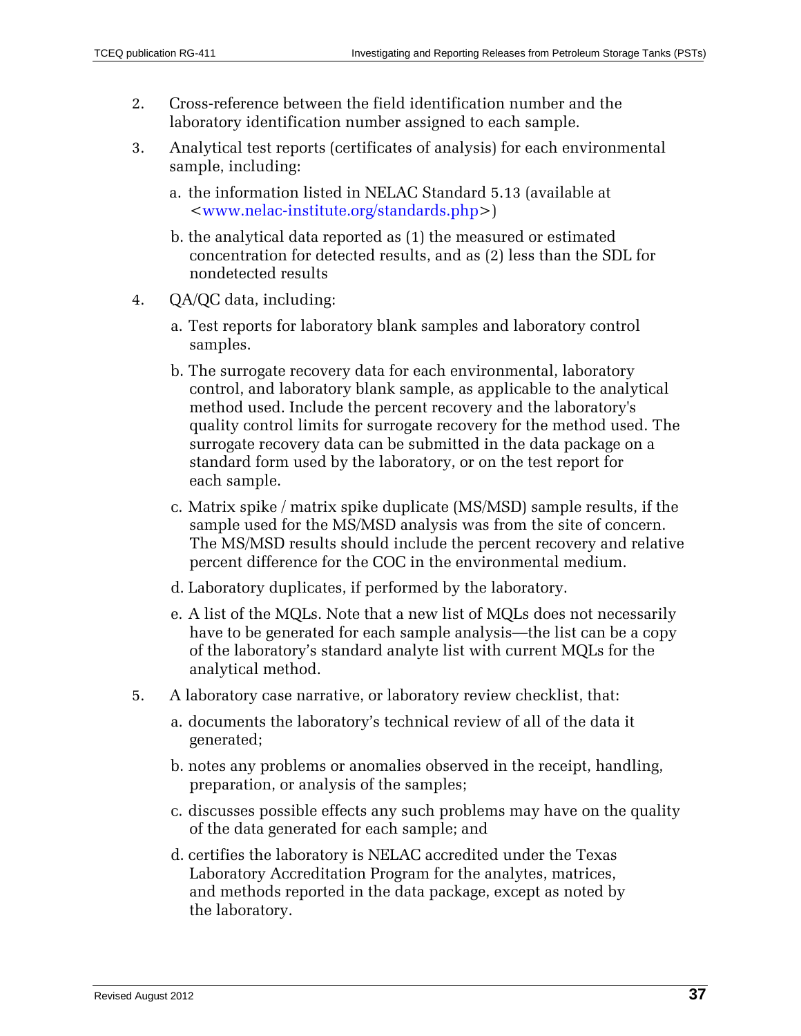2. Cross-reference between the field identification number and the laboratory identification number assigned to each sample.

3. Analytical test reports (certificates of analysis) for each environmental sample, including:

   a. the information listed in NELAC Standard 5.13 (available at <www.nelac-institute.org/standards.php>)

   b. the analytical data reported as (1) the measured or estimated concentration for detected results, and as (2) less than the SDL for nondetected results

4. QA/QC data, including:

   a. Test reports for laboratory blank samples and laboratory control samples.

   b. The surrogate recovery data for each environmental, laboratory control, and laboratory blank sample, as applicable to the analytical method used. Include the percent recovery and the laboratory's quality control limits for surrogate recovery for the method used. The surrogate recovery data can be submitted in the data package on a standard form used by the laboratory, or on the test report for each sample.

   c. Matrix spike / matrix spike duplicate (MS/MSD) sample results, if the sample used for the MS/MSD analysis was from the site of concern. The MS/MSD results should include the percent recovery and relative percent difference for the COC in the environmental medium.

   d. Laboratory duplicates, if performed by the laboratory.

   e. A list of the MQLs. Note that a new list of MQLs does not necessarily have to be generated for each sample analysis—the list can be a copy of the laboratory's standard analyte list with current MQLs for the analytical method.

5. A laboratory case narrative, or laboratory review checklist, that:

   a. documents the laboratory's technical review of all of the data it generated;

   b. notes any problems or anomalies observed in the receipt, handling, preparation, or analysis of the samples;

   c. discusses possible effects any such problems may have on the quality of the data generated for each sample; and

   d. certifies the laboratory is NELAC accredited under the Texas Laboratory Accreditation Program for the analytes, matrices, and methods reported in the data package, except as noted by the laboratory.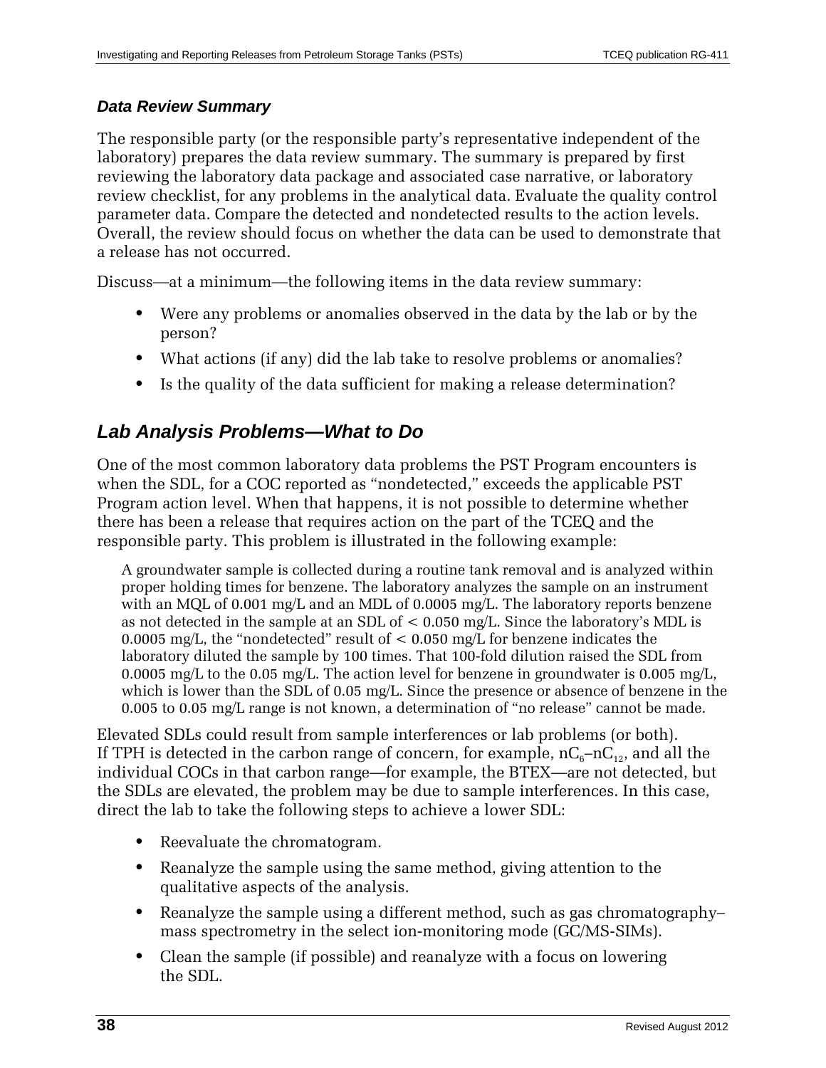### *Data Review Summary*

The responsible party (or the responsible party's representative independent of the laboratory) prepares the data review summary. The summary is prepared by first reviewing the laboratory data package and associated case narrative, or laboratory review checklist, for any problems in the analytical data. Evaluate the quality control parameter data. Compare the detected and nondetected results to the action levels. Overall, the review should focus on whether the data can be used to demonstrate that a release has not occurred.

Discuss—at a minimum—the following items in the data review summary:

- Were any problems or anomalies observed in the data by the lab or by the person?
- What actions (if any) did the lab take to resolve problems or anomalies?
- Is the quality of the data sufficient for making a release determination?

## *Lab Analysis Problems—What to Do*

One of the most common laboratory data problems the PST Program encounters is when the SDL, for a COC reported as "nondetected," exceeds the applicable PST Program action level. When that happens, it is not possible to determine whether there has been a release that requires action on the part of the TCEQ and the responsible party. This problem is illustrated in the following example:

> A groundwater sample is collected during a routine tank removal and is analyzed within proper holding times for benzene. The laboratory analyzes the sample on an instrument with an MQL of 0.001 mg/L and an MDL of 0.0005 mg/L. The laboratory reports benzene as not detected in the sample at an SDL of < 0.050 mg/L. Since the laboratory's MDL is 0.0005 mg/L, the "nondetected" result of < 0.050 mg/L for benzene indicates the laboratory diluted the sample by 100 times. That 100-fold dilution raised the SDL from 0.0005 mg/L to the 0.05 mg/L. The action level for benzene in groundwater is 0.005 mg/L, which is lower than the SDL of 0.05 mg/L. Since the presence or absence of benzene in the 0.005 to 0.05 mg/L range is not known, a determination of "no release" cannot be made.

Elevated SDLs could result from sample interferences or lab problems (or both). If TPH is detected in the carbon range of concern, for example, $nC_6$–$nC_{12}$, and all the individual COCs in that carbon range—for example, the BTEX—are not detected, but the SDLs are elevated, the problem may be due to sample interferences. In this case, direct the lab to take the following steps to achieve a lower SDL:

- Reevaluate the chromatogram.
- Reanalyze the sample using the same method, giving attention to the qualitative aspects of the analysis.
- Reanalyze the sample using a different method, such as gas chromatography–mass spectrometry in the select ion-monitoring mode (GC/MS-SIMs).
- Clean the sample (if possible) and reanalyze with a focus on lowering the SDL.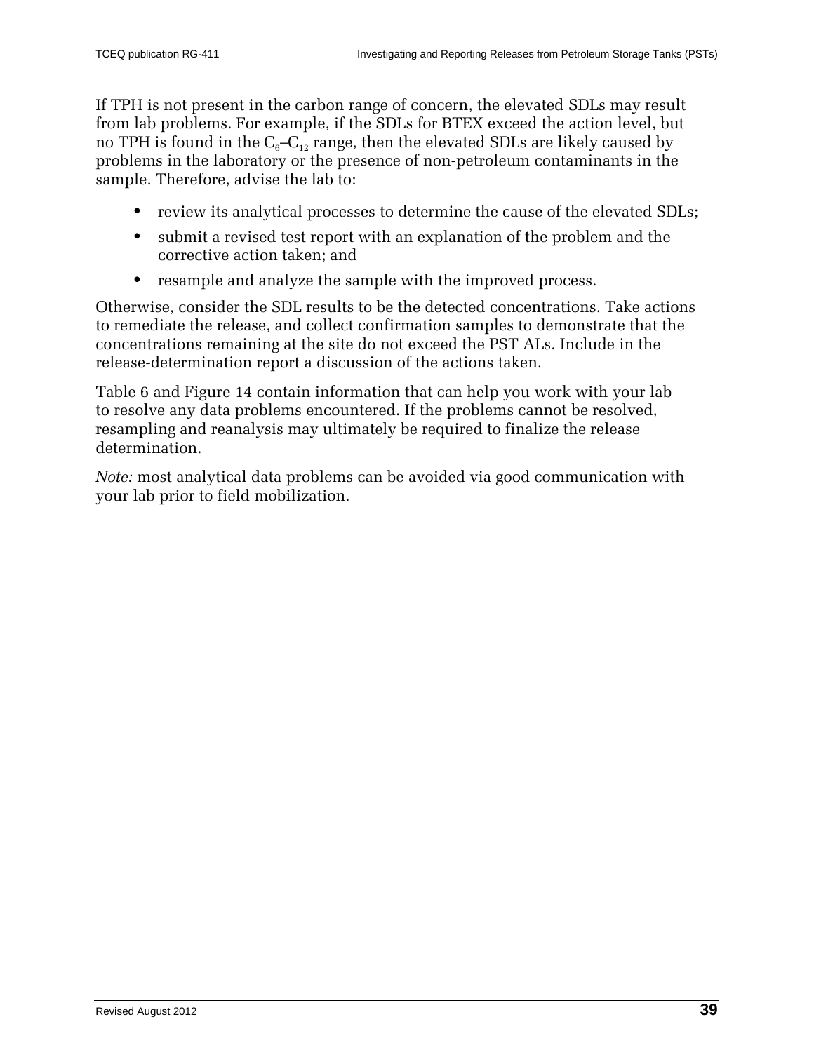If TPH is not present in the carbon range of concern, the elevated SDLs may result from lab problems. For example, if the SDLs for BTEX exceed the action level, but no TPH is found in the $C_6$–$C_{12}$ range, then the elevated SDLs are likely caused by problems in the laboratory or the presence of non-petroleum contaminants in the sample. Therefore, advise the lab to:

- review its analytical processes to determine the cause of the elevated SDLs;
- submit a revised test report with an explanation of the problem and the corrective action taken; and
- resample and analyze the sample with the improved process.

Otherwise, consider the SDL results to be the detected concentrations. Take actions to remediate the release, and collect confirmation samples to demonstrate that the concentrations remaining at the site do not exceed the PST ALs. Include in the release-determination report a discussion of the actions taken.

Table 6 and Figure 14 contain information that can help you work with your lab to resolve any data problems encountered. If the problems cannot be resolved, resampling and reanalysis may ultimately be required to finalize the release determination.

*Note:* most analytical data problems can be avoided via good communication with your lab prior to field mobilization.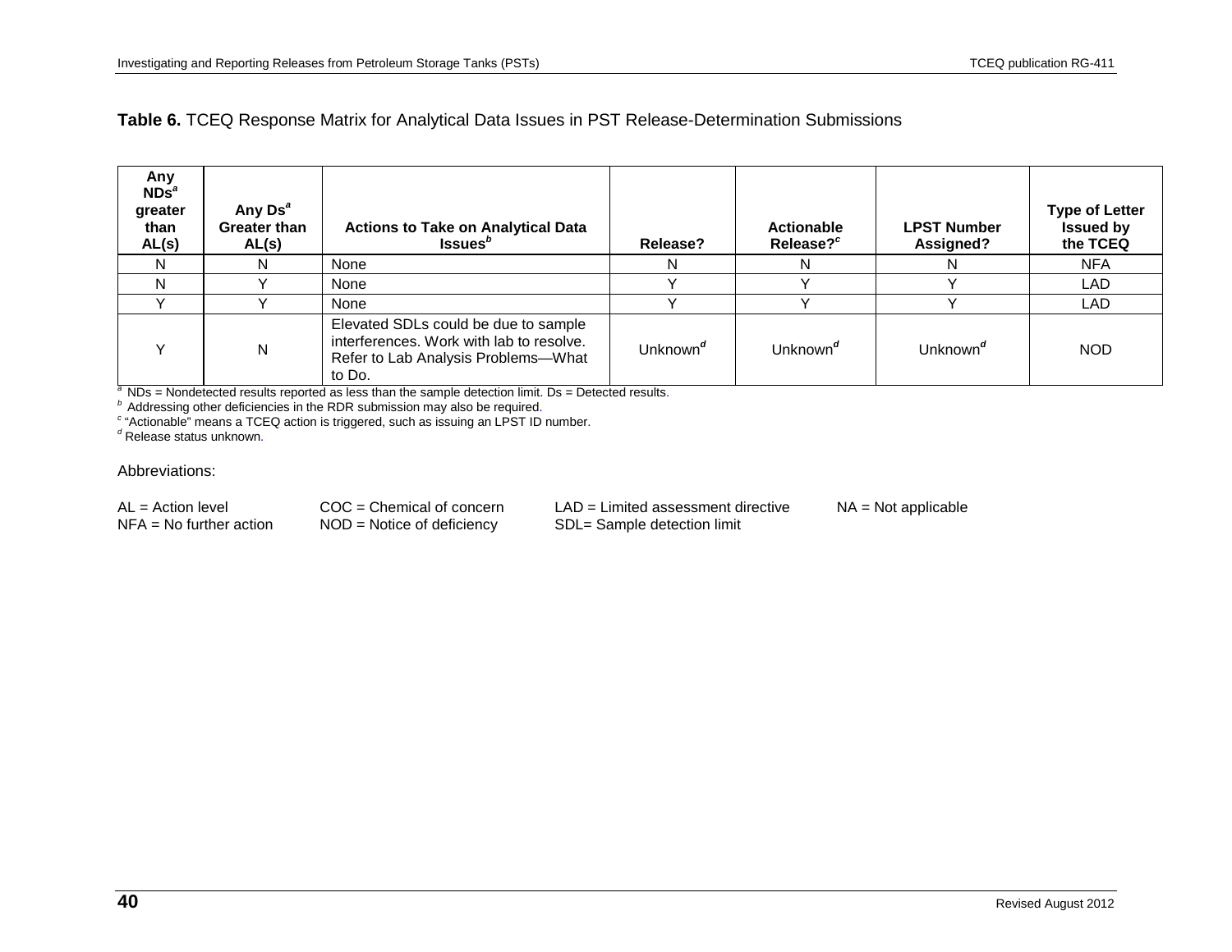**Table 6.** TCEQ Response Matrix for Analytical Data Issues in PST Release-Determination Submissions

| Any NDs[a] greater than AL(s) | Any Ds[a] Greater than AL(s) | Actions to Take on Analytical Data Issues[b] | Release? | Actionable Release?[c] | LPST Number Assigned? | Type of Letter Issued by the TCEQ |
|---|---|---|---|---|---|---|
| N | N | None | N | N | N | NFA |
| N | Y | None | Y | Y | Y | LAD |
| Y | Y | None | Y | Y | Y | LAD |
| Y | N | Elevated SDLs could be due to sample interferences. Work with lab to resolve. Refer to Lab Analysis Problems—What to Do. | Unknown[d] | Unknown[d] | Unknown[d] | NOD |

[a] NDs = Nondetected results reported as less than the sample detection limit. Ds = Detected results.
[b] Addressing other deficiencies in the RDR submission may also be required.
[c] "Actionable" means a TCEQ action is triggered, such as issuing an LPST ID number.
[d] Release status unknown.

Abbreviations:

AL = Action level
NFA = No further action
COC = Chemical of concern
NOD = Notice of deficiency
LAD = Limited assessment directive
SDL= Sample detection limit
NA = Not applicable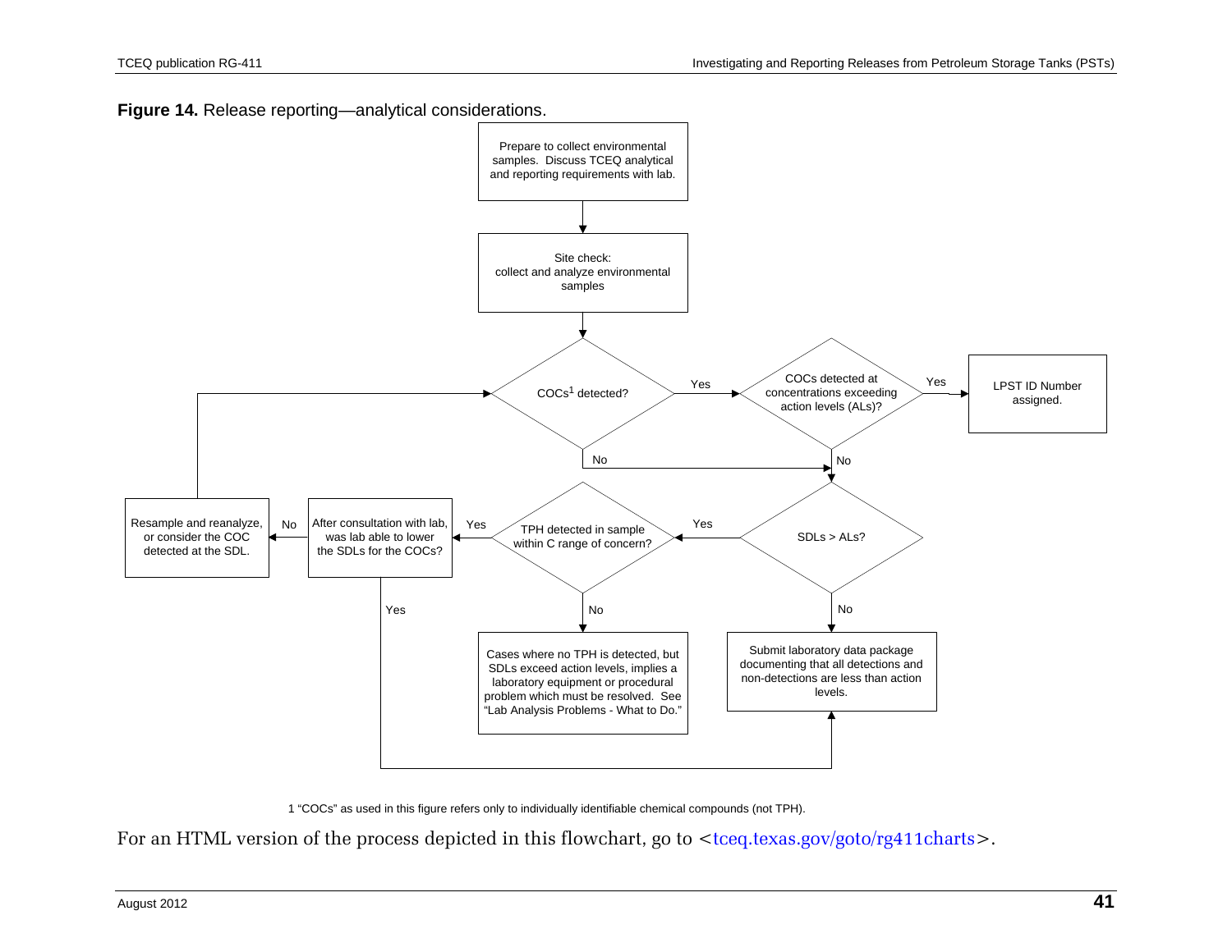**Figure 14.** Release reporting—analytical considerations.

Prepare to collect environmental samples. Discuss TCEQ analytical and reporting requirements with lab.

Site check: collect and analyze environmental samples

COCs[1] detected?

Yes

COCs detected at concentrations exceeding action levels (ALs)?

Yes

LPST ID Number assigned.

No

No

SDLs > ALs?

Yes

TPH detected in sample within C range of concern?

Yes

After consultation with lab, was lab able to lower the SDLs for the COCs?

No

Resample and reanalyze, or consider the COC detected at the SDL.

Yes

No

Cases where no TPH is detected, but SDLs exceed action levels, implies a laboratory equipment or procedural problem which must be resolved. See "Lab Analysis Problems - What to Do."

No

Submit laboratory data package documenting that all detections and non-detections are less than action levels.

1 "COCs" as used in this figure refers only to individually identifiable chemical compounds (not TPH).

For an HTML version of the process depicted in this flowchart, go to <tceq.texas.gov/goto/rg411charts>.